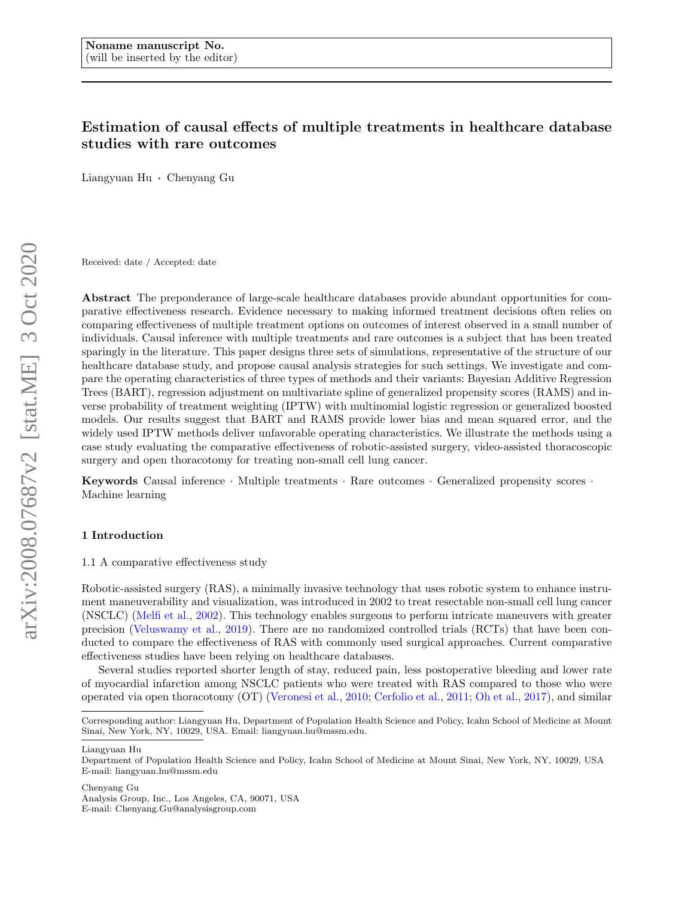Noname manuscript No.
(will be inserted by the editor)

# Estimation of causal effects of multiple treatments in healthcare database studies with rare outcomes

Liangyuan Hu · Chenyang Gu

Received: date / Accepted: date

**Abstract** The preponderance of large-scale healthcare databases provide abundant opportunities for comparative effectiveness research. Evidence necessary to making informed treatment decisions often relies on comparing effectiveness of multiple treatment options on outcomes of interest observed in a small number of individuals. Causal inference with multiple treatments and rare outcomes is a subject that has been treated sparingly in the literature. This paper designs three sets of simulations, representative of the structure of our healthcare database study, and propose causal analysis strategies for such settings. We investigate and compare the operating characteristics of three types of methods and their variants: Bayesian Additive Regression Trees (BART), regression adjustment on multivariate spline of generalized propensity scores (RAMS) and inverse probability of treatment weighting (IPTW) with multinomial logistic regression or generalized boosted models. Our results suggest that BART and RAMS provide lower bias and mean squared error, and the widely used IPTW methods deliver unfavorable operating characteristics. We illustrate the methods using a case study evaluating the comparative effectiveness of robotic-assisted surgery, video-assisted thoracoscopic surgery and open thoracotomy for treating non-small cell lung cancer.

**Keywords** Causal inference · Multiple treatments · Rare outcomes · Generalized propensity scores · Machine learning

## 1 Introduction

### 1.1 A comparative effectiveness study

Robotic-assisted surgery (RAS), a minimally invasive technology that uses robotic system to enhance instrument maneuverability and visualization, was introduced in 2002 to treat resectable non-small cell lung cancer (NSCLC) (Melfi et al., 2002). This technology enables surgeons to perform intricate maneuvers with greater precision (Veluswamy et al., 2019). There are no randomized controlled trials (RCTs) that have been conducted to compare the effectiveness of RAS with commonly used surgical approaches. Current comparative effectiveness studies have been relying on healthcare databases.

Several studies reported shorter length of stay, reduced pain, less postoperative bleeding and lower rate of myocardial infarction among NSCLC patients who were treated with RAS compared to those who were operated via open thoracotomy (OT) (Veronesi et al., 2010; Cerfolio et al., 2011; Oh et al., 2017), and similar

Corresponding author: Liangyuan Hu, Department of Population Health Science and Policy, Icahn School of Medicine at Mount Sinai, New York, NY, 10029, USA. Email: liangyuan.hu@mssm.edu.

Liangyuan Hu
Department of Population Health Science and Policy, Icahn School of Medicine at Mount Sinai, New York, NY, 10029, USA
E-mail: liangyuan.hu@mssm.edu

Chenyang Gu
Analysis Group, Inc., Los Angeles, CA, 90071, USA
E-mail: Chenyang.Gu@analysisgroup.com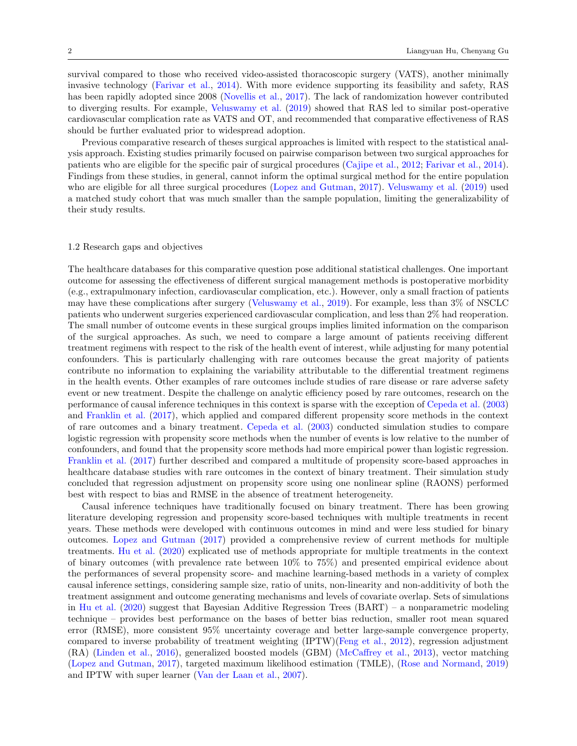survival compared to those who received video-assisted thoracoscopic surgery (VATS), another minimally invasive technology (Farivar et al., 2014). With more evidence supporting its feasibility and safety, RAS has been rapidly adopted since 2008 (Novellis et al., 2017). The lack of randomization however contributed to diverging results. For example, Veluswamy et al. (2019) showed that RAS led to similar post-operative cardiovascular complication rate as VATS and OT, and recommended that comparative effectiveness of RAS should be further evaluated prior to widespread adoption.

Previous comparative research of theses surgical approaches is limited with respect to the statistical analysis approach. Existing studies primarily focused on pairwise comparison between two surgical approaches for patients who are eligible for the specific pair of surgical procedures (Cajipe et al., 2012; Farivar et al., 2014). Findings from these studies, in general, cannot inform the optimal surgical method for the entire population who are eligible for all three surgical procedures (Lopez and Gutman, 2017). Veluswamy et al. (2019) used a matched study cohort that was much smaller than the sample population, limiting the generalizability of their study results.

### 1.2 Research gaps and objectives

The healthcare databases for this comparative question pose additional statistical challenges. One important outcome for assessing the effectiveness of different surgical management methods is postoperative morbidity (e.g., extrapulmonary infection, cardiovascular complication, etc.). However, only a small fraction of patients may have these complications after surgery (Veluswamy et al., 2019). For example, less than 3% of NSCLC patients who underwent surgeries experienced cardiovascular complication, and less than 2% had reoperation. The small number of outcome events in these surgical groups implies limited information on the comparison of the surgical approaches. As such, we need to compare a large amount of patients receiving different treatment regimens with respect to the risk of the health event of interest, while adjusting for many potential confounders. This is particularly challenging with rare outcomes because the great majority of patients contribute no information to explaining the variability attributable to the differential treatment regimens in the health events. Other examples of rare outcomes include studies of rare disease or rare adverse safety event or new treatment. Despite the challenge on analytic efficiency posed by rare outcomes, research on the performance of causal inference techniques in this context is sparse with the exception of Cepeda et al. (2003) and Franklin et al. (2017), which applied and compared different propensity score methods in the context of rare outcomes and a binary treatment. Cepeda et al. (2003) conducted simulation studies to compare logistic regression with propensity score methods when the number of events is low relative to the number of confounders, and found that the propensity score methods had more empirical power than logistic regression. Franklin et al. (2017) further described and compared a multitude of propensity score-based approaches in healthcare database studies with rare outcomes in the context of binary treatment. Their simulation study concluded that regression adjustment on propensity score using one nonlinear spline (RAONS) performed best with respect to bias and RMSE in the absence of treatment heterogeneity.

Causal inference techniques have traditionally focused on binary treatment. There has been growing literature developing regression and propensity score-based techniques with multiple treatments in recent years. These methods were developed with continuous outcomes in mind and were less studied for binary outcomes. Lopez and Gutman (2017) provided a comprehensive review of current methods for multiple treatments. Hu et al. (2020) explicated use of methods appropriate for multiple treatments in the context of binary outcomes (with prevalence rate between 10% to 75%) and presented empirical evidence about the performances of several propensity score- and machine learning-based methods in a variety of complex causal inference settings, considering sample size, ratio of units, non-linearity and non-additivity of both the treatment assignment and outcome generating mechanisms and levels of covariate overlap. Sets of simulations in Hu et al. (2020) suggest that Bayesian Additive Regression Trees (BART) – a nonparametric modeling technique – provides best performance on the bases of better bias reduction, smaller root mean squared error (RMSE), more consistent 95% uncertainty coverage and better large-sample convergence property, compared to inverse probability of treatment weighting (IPTW)(Feng et al., 2012), regression adjustment (RA) (Linden et al., 2016), generalized boosted models (GBM) (McCaffrey et al., 2013), vector matching (Lopez and Gutman, 2017), targeted maximum likelihood estimation (TMLE), (Rose and Normand, 2019) and IPTW with super learner (Van der Laan et al., 2007).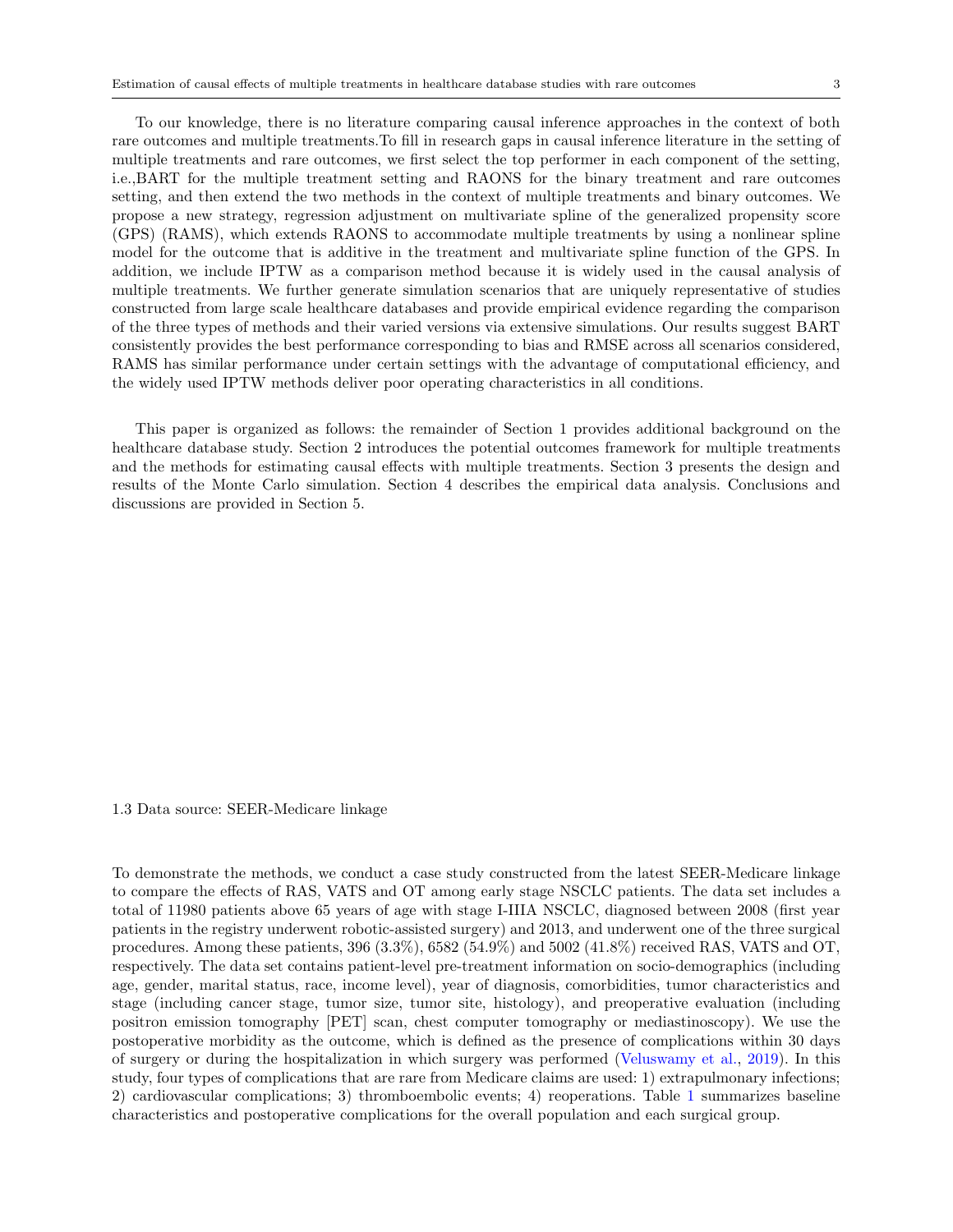To our knowledge, there is no literature comparing causal inference approaches in the context of both rare outcomes and multiple treatments.To fill in research gaps in causal inference literature in the setting of multiple treatments and rare outcomes, we first select the top performer in each component of the setting, i.e.,BART for the multiple treatment setting and RAONS for the binary treatment and rare outcomes setting, and then extend the two methods in the context of multiple treatments and binary outcomes. We propose a new strategy, regression adjustment on multivariate spline of the generalized propensity score (GPS) (RAMS), which extends RAONS to accommodate multiple treatments by using a nonlinear spline model for the outcome that is additive in the treatment and multivariate spline function of the GPS. In addition, we include IPTW as a comparison method because it is widely used in the causal analysis of multiple treatments. We further generate simulation scenarios that are uniquely representative of studies constructed from large scale healthcare databases and provide empirical evidence regarding the comparison of the three types of methods and their varied versions via extensive simulations. Our results suggest BART consistently provides the best performance corresponding to bias and RMSE across all scenarios considered, RAMS has similar performance under certain settings with the advantage of computational efficiency, and the widely used IPTW methods deliver poor operating characteristics in all conditions.

This paper is organized as follows: the remainder of Section 1 provides additional background on the healthcare database study. Section 2 introduces the potential outcomes framework for multiple treatments and the methods for estimating causal effects with multiple treatments. Section 3 presents the design and results of the Monte Carlo simulation. Section 4 describes the empirical data analysis. Conclusions and discussions are provided in Section 5.

### 1.3 Data source: SEER-Medicare linkage

To demonstrate the methods, we conduct a case study constructed from the latest SEER-Medicare linkage to compare the effects of RAS, VATS and OT among early stage NSCLC patients. The data set includes a total of 11980 patients above 65 years of age with stage I-IIIA NSCLC, diagnosed between 2008 (first year patients in the registry underwent robotic-assisted surgery) and 2013, and underwent one of the three surgical procedures. Among these patients, 396 (3.3%), 6582 (54.9%) and 5002 (41.8%) received RAS, VATS and OT, respectively. The data set contains patient-level pre-treatment information on socio-demographics (including age, gender, marital status, race, income level), year of diagnosis, comorbidities, tumor characteristics and stage (including cancer stage, tumor size, tumor site, histology), and preoperative evaluation (including positron emission tomography [PET] scan, chest computer tomography or mediastinoscopy). We use the postoperative morbidity as the outcome, which is defined as the presence of complications within 30 days of surgery or during the hospitalization in which surgery was performed (Veluswamy et al., 2019). In this study, four types of complications that are rare from Medicare claims are used: 1) extrapulmonary infections; 2) cardiovascular complications; 3) thromboembolic events; 4) reoperations. Table 1 summarizes baseline characteristics and postoperative complications for the overall population and each surgical group.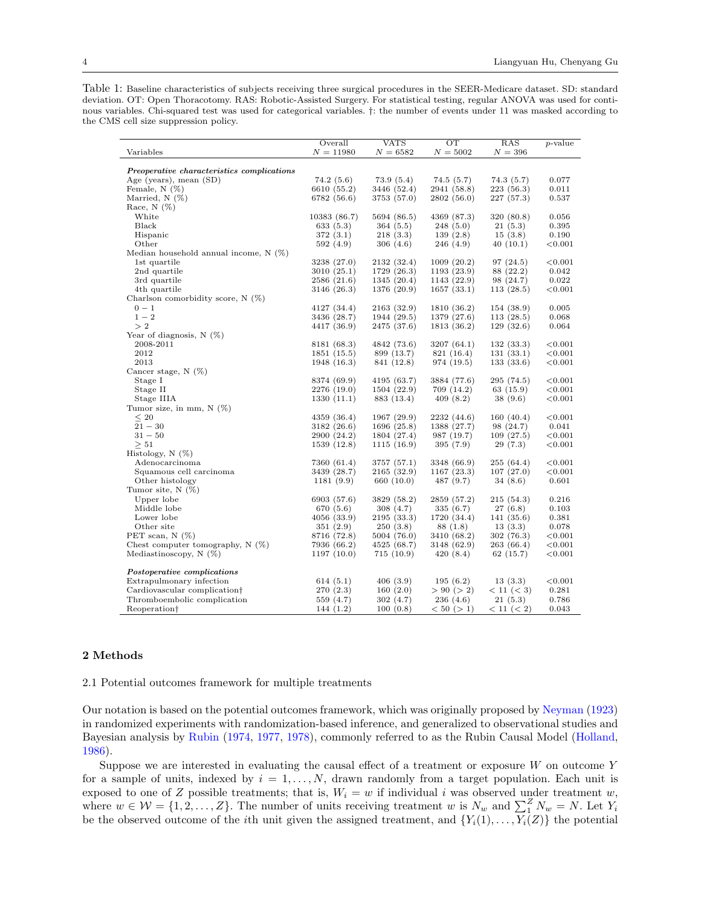Table 1: Baseline characteristics of subjects receiving three surgical procedures in the SEER-Medicare dataset. SD: standard deviation. OT: Open Thoracotomy. RAS: Robotic-Assisted Surgery. For statistical testing, regular ANOVA was used for continous variables. Chi-squared test was used for categorical variables. †: the number of events under 11 was masked according to the CMS cell size suppression policy.

| Variables | Overall $N = 11980$ | VATS $N = 6582$ | OT $N = 5002$ | RAS $N = 396$ | $p$-value |
|---|---|---|---|---|---|
| ***Preoperative characteristics complications*** | | | | | |
| Age (years), mean (SD) | 74.2 (5.6) | 73.9 (5.4) | 74.5 (5.7) | 74.3 (5.7) | 0.077 |
| Female, N (%) | 6610 (55.2) | 3446 (52.4) | 2941 (58.8) | 223 (56.3) | 0.011 |
| Married, N (%) | 6782 (56.6) | 3753 (57.0) | 2802 (56.0) | 227 (57.3) | 0.537 |
| Race, N (%) | | | | | |
| White | 10383 (86.7) | 5694 (86.5) | 4369 (87.3) | 320 (80.8) | 0.056 |
| Black | 633 (5.3) | 364 (5.5) | 248 (5.0) | 21 (5.3) | 0.395 |
| Hispanic | 372 (3.1) | 218 (3.3) | 139 (2.8) | 15 (3.8) | 0.190 |
| Other | 592 (4.9) | 306 (4.6) | 246 (4.9) | 40 (10.1) | <0.001 |
| Median household annual income, N (%) | | | | | |
| 1st quartile | 3238 (27.0) | 2132 (32.4) | 1009 (20.2) | 97 (24.5) | <0.001 |
| 2nd quartile | 3010 (25.1) | 1729 (26.3) | 1193 (23.9) | 88 (22.2) | 0.042 |
| 3rd quartile | 2586 (21.6) | 1345 (20.4) | 1143 (22.9) | 98 (24.7) | 0.022 |
| 4th quartile | 3146 (26.3) | 1376 (20.9) | 1657 (33.1) | 113 (28.5) | <0.001 |
| Charlson comorbidity score, N (%) | | | | | |
| $0 - 1$ | 4127 (34.4) | 2163 (32.9) | 1810 (36.2) | 154 (38.9) | 0.005 |
| $1 - 2$ | 3436 (28.7) | 1944 (29.5) | 1379 (27.6) | 113 (28.5) | 0.068 |
| $> 2$ | 4417 (36.9) | 2475 (37.6) | 1813 (36.2) | 129 (32.6) | 0.064 |
| Year of diagnosis, N (%) | | | | | |
| 2008-2011 | 8181 (68.3) | 4842 (73.6) | 3207 (64.1) | 132 (33.3) | <0.001 |
| 2012 | 1851 (15.5) | 899 (13.7) | 821 (16.4) | 131 (33.1) | <0.001 |
| 2013 | 1948 (16.3) | 841 (12.8) | 974 (19.5) | 133 (33.6) | <0.001 |
| Cancer stage, N (%) | | | | | |
| Stage I | 8374 (69.9) | 4195 (63.7) | 3884 (77.6) | 295 (74.5) | <0.001 |
| Stage II | 2276 (19.0) | 1504 (22.9) | 709 (14.2) | 63 (15.9) | <0.001 |
| Stage IIIA | 1330 (11.1) | 883 (13.4) | 409 (8.2) | 38 (9.6) | <0.001 |
| Tumor size, in mm, N (%) | | | | | |
| $\leq 20$ | 4359 (36.4) | 1967 (29.9) | 2232 (44.6) | 160 (40.4) | <0.001 |
| $21 - 30$ | 3182 (26.6) | 1696 (25.8) | 1388 (27.7) | 98 (24.7) | 0.041 |
| $31 - 50$ | 2900 (24.2) | 1804 (27.4) | 987 (19.7) | 109 (27.5) | <0.001 |
| $\geq 51$ | 1539 (12.8) | 1115 (16.9) | 395 (7.9) | 29 (7.3) | <0.001 |
| Histology, N (%) | | | | | |
| Adenocarcinoma | 7360 (61.4) | 3757 (57.1) | 3348 (66.9) | 255 (64.4) | <0.001 |
| Squamous cell carcinoma | 3439 (28.7) | 2165 (32.9) | 1167 (23.3) | 107 (27.0) | <0.001 |
| Other histology | 1181 (9.9) | 660 (10.0) | 487 (9.7) | 34 (8.6) | 0.601 |
| Tumor site, N (%) | | | | | |
| Upper lobe | 6903 (57.6) | 3829 (58.2) | 2859 (57.2) | 215 (54.3) | 0.216 |
| Middle lobe | 670 (5.6) | 308 (4.7) | 335 (6.7) | 27 (6.8) | 0.103 |
| Lower lobe | 4056 (33.9) | 2195 (33.3) | 1720 (34.4) | 141 (35.6) | 0.381 |
| Other site | 351 (2.9) | 250 (3.8) | 88 (1.8) | 13 (3.3) | 0.078 |
| PET scan, N (%) | 8716 (72.8) | 5004 (76.0) | 3410 (68.2) | 302 (76.3) | <0.001 |
| Chest computer tomography, N (%) | 7936 (66.2) | 4525 (68.7) | 3148 (62.9) | 263 (66.4) | <0.001 |
| Mediastinoscopy, N (%) | 1197 (10.0) | 715 (10.9) | 420 (8.4) | 62 (15.7) | <0.001 |
| ***Postoperative complications*** | | | | | |
| Extrapulmonary infection | 614 (5.1) | 406 (3.9) | 195 (6.2) | 13 (3.3) | <0.001 |
| Cardiovascular complication† | 270 (2.3) | 160 (2.0) | $> 90$ ($> 2$) | $< 11$ ($< 3$) | 0.281 |
| Thromboembolic complication | 559 (4.7) | 302 (4.7) | 236 (4.6) | 21 (5.3) | 0.786 |
| Reoperation† | 144 (1.2) | 100 (0.8) | $< 50$ ($> 1$) | $< 11$ ($< 2$) | 0.043 |

## 2 Methods

### 2.1 Potential outcomes framework for multiple treatments

Our notation is based on the potential outcomes framework, which was originally proposed by Neyman (1923) in randomized experiments with randomization-based inference, and generalized to observational studies and Bayesian analysis by Rubin (1974, 1977, 1978), commonly referred to as the Rubin Causal Model (Holland, 1986).

Suppose we are interested in evaluating the causal effect of a treatment or exposure $W$ on outcome $Y$ for a sample of units, indexed by $i = 1, \ldots, N$, drawn randomly from a target population. Each unit is exposed to one of $Z$ possible treatments; that is, $W_i = w$ if individual $i$ was observed under treatment $w$, where $w \in \mathcal{W} = \{1, 2, \ldots, Z\}$. The number of units receiving treatment $w$ is $N_w$ and $\sum_1^Z N_w = N$. Let $Y_i$ be the observed outcome of the $i$th unit given the assigned treatment, and $\{Y_i(1), \ldots, Y_i(Z)\}$ the potential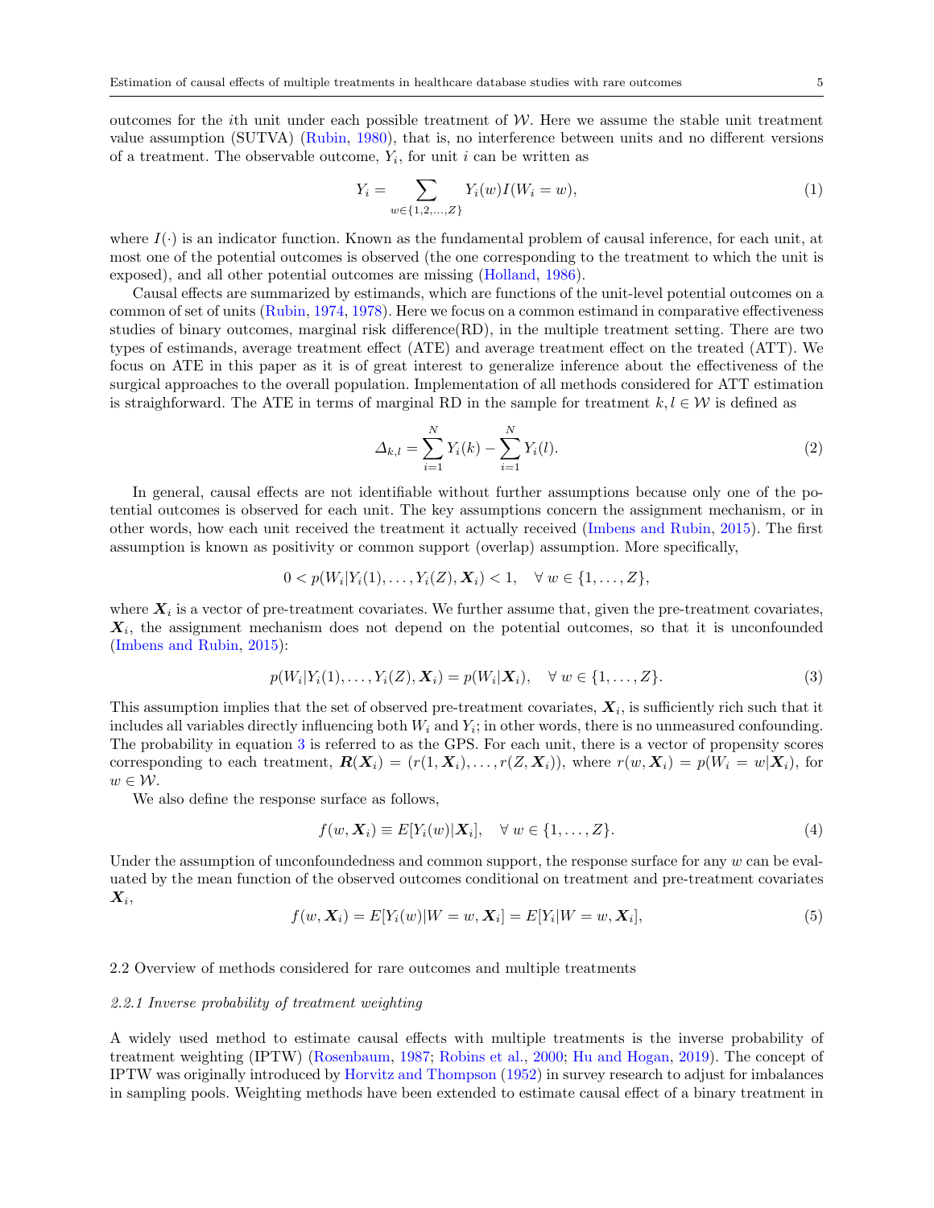outcomes for the $i$th unit under each possible treatment of $\mathcal{W}$. Here we assume the stable unit treatment value assumption (SUTVA) (Rubin, 1980), that is, no interference between units and no different versions of a treatment. The observable outcome, $Y_i$, for unit $i$ can be written as

$$Y_i = \sum_{w \in \{1,2,\ldots,Z\}} Y_i(w) I(W_i = w), \tag{1}$$

where $I(\cdot)$ is an indicator function. Known as the fundamental problem of causal inference, for each unit, at most one of the potential outcomes is observed (the one corresponding to the treatment to which the unit is exposed), and all other potential outcomes are missing (Holland, 1986).

Causal effects are summarized by estimands, which are functions of the unit-level potential outcomes on a common of set of units (Rubin, 1974, 1978). Here we focus on a common estimand in comparative effectiveness studies of binary outcomes, marginal risk difference(RD), in the multiple treatment setting. There are two types of estimands, average treatment effect (ATE) and average treatment effect on the treated (ATT). We focus on ATE in this paper as it is of great interest to generalize inference about the effectiveness of the surgical approaches to the overall population. Implementation of all methods considered for ATT estimation is straightforward. The ATE in terms of marginal RD in the sample for treatment $k, l \in \mathcal{W}$ is defined as

$$\Delta_{k,l} = \sum_{i=1}^{N} Y_i(k) - \sum_{i=1}^{N} Y_i(l). \tag{2}$$

In general, causal effects are not identifiable without further assumptions because only one of the potential outcomes is observed for each unit. The key assumptions concern the assignment mechanism, or in other words, how each unit received the treatment it actually received (Imbens and Rubin, 2015). The first assumption is known as positivity or common support (overlap) assumption. More specifically,

$$0 < p(W_i | Y_i(1), \ldots, Y_i(Z), \boldsymbol{X}_i) < 1, \quad \forall\, w \in \{1, \ldots, Z\},$$

where $\boldsymbol{X}_i$ is a vector of pre-treatment covariates. We further assume that, given the pre-treatment covariates, $\boldsymbol{X}_i$, the assignment mechanism does not depend on the potential outcomes, so that it is unconfounded (Imbens and Rubin, 2015):

$$p(W_i | Y_i(1), \ldots, Y_i(Z), \boldsymbol{X}_i) = p(W_i | \boldsymbol{X}_i), \quad \forall\, w \in \{1, \ldots, Z\}. \tag{3}$$

This assumption implies that the set of observed pre-treatment covariates, $\boldsymbol{X}_i$, is sufficiently rich such that it includes all variables directly influencing both $W_i$ and $Y_i$; in other words, there is no unmeasured confounding. The probability in equation 3 is referred to as the GPS. For each unit, there is a vector of propensity scores corresponding to each treatment, $\boldsymbol{R}(\boldsymbol{X}_i) = (r(1, \boldsymbol{X}_i), \ldots, r(Z, \boldsymbol{X}_i))$, where $r(w, \boldsymbol{X}_i) = p(W_i = w | \boldsymbol{X}_i)$, for $w \in \mathcal{W}$.

We also define the response surface as follows,

$$f(w, \boldsymbol{X}_i) \equiv E[Y_i(w) | \boldsymbol{X}_i], \quad \forall\, w \in \{1, \ldots, Z\}. \tag{4}$$

Under the assumption of unconfoundedness and common support, the response surface for any $w$ can be evaluated by the mean function of the observed outcomes conditional on treatment and pre-treatment covariates $\boldsymbol{X}_i$,

$$f(w, \boldsymbol{X}_i) = E[Y_i(w) | W = w, \boldsymbol{X}_i] = E[Y_i | W = w, \boldsymbol{X}_i], \tag{5}$$

## 2.2 Overview of methods considered for rare outcomes and multiple treatments

### *2.2.1 Inverse probability of treatment weighting*

A widely used method to estimate causal effects with multiple treatments is the inverse probability of treatment weighting (IPTW) (Rosenbaum, 1987; Robins et al., 2000; Hu and Hogan, 2019). The concept of IPTW was originally introduced by Horvitz and Thompson (1952) in survey research to adjust for imbalances in sampling pools. Weighting methods have been extended to estimate causal effect of a binary treatment in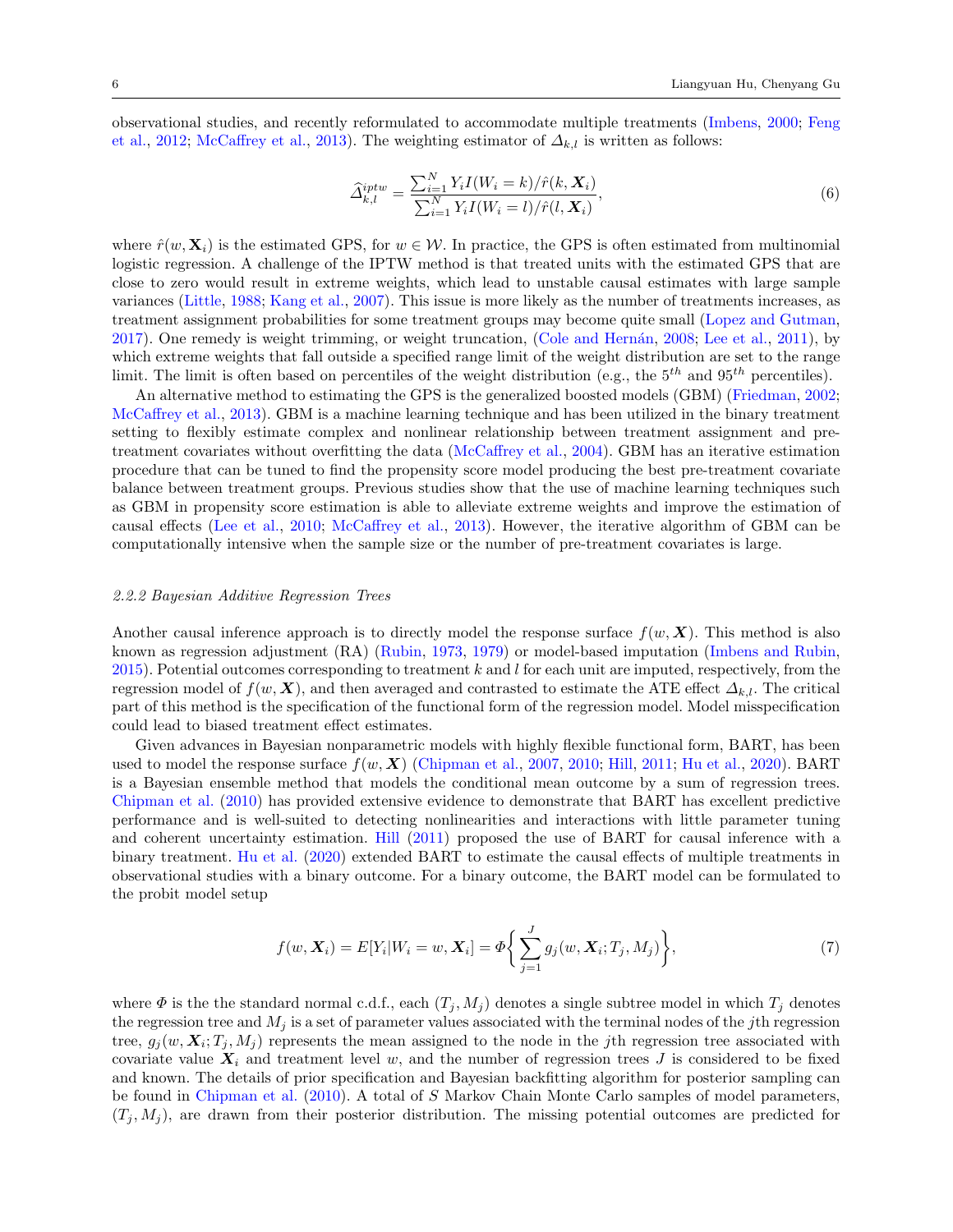observational studies, and recently reformulated to accommodate multiple treatments (Imbens, 2000; Feng et al., 2012; McCaffrey et al., 2013). The weighting estimator of $\varDelta_{k,l}$ is written as follows:

$$\widehat{\varDelta}_{k,l}^{iptw} = \frac{\sum_{i=1}^{N} Y_i I(W_i = k)/\hat{r}(k, \boldsymbol{X}_i)}{\sum_{i=1}^{N} Y_i I(W_i = l)/\hat{r}(l, \boldsymbol{X}_i)}, \tag{6}$$

where $\hat{r}(w, \mathbf{X}_i)$ is the estimated GPS, for $w \in \mathcal{W}$. In practice, the GPS is often estimated from multinomial logistic regression. A challenge of the IPTW method is that treated units with the estimated GPS that are close to zero would result in extreme weights, which lead to unstable causal estimates with large sample variances (Little, 1988; Kang et al., 2007). This issue is more likely as the number of treatments increases, as treatment assignment probabilities for some treatment groups may become quite small (Lopez and Gutman, 2017). One remedy is weight trimming, or weight truncation, (Cole and Hernán, 2008; Lee et al., 2011), by which extreme weights that fall outside a specified range limit of the weight distribution are set to the range limit. The limit is often based on percentiles of the weight distribution (e.g., the $5^{th}$ and $95^{th}$ percentiles).

An alternative method to estimating the GPS is the generalized boosted models (GBM) (Friedman, 2002; McCaffrey et al., 2013). GBM is a machine learning technique and has been utilized in the binary treatment setting to flexibly estimate complex and nonlinear relationship between treatment assignment and pre-treatment covariates without overfitting the data (McCaffrey et al., 2004). GBM has an iterative estimation procedure that can be tuned to find the propensity score model producing the best pre-treatment covariate balance between treatment groups. Previous studies show that the use of machine learning techniques such as GBM in propensity score estimation is able to alleviate extreme weights and improve the estimation of causal effects (Lee et al., 2010; McCaffrey et al., 2013). However, the iterative algorithm of GBM can be computationally intensive when the sample size or the number of pre-treatment covariates is large.

#### *2.2.2 Bayesian Additive Regression Trees*

Another causal inference approach is to directly model the response surface $f(w, \boldsymbol{X})$. This method is also known as regression adjustment (RA) (Rubin, 1973, 1979) or model-based imputation (Imbens and Rubin, 2015). Potential outcomes corresponding to treatment $k$ and $l$ for each unit are imputed, respectively, from the regression model of $f(w, \boldsymbol{X})$, and then averaged and contrasted to estimate the ATE effect $\varDelta_{k,l}$. The critical part of this method is the specification of the functional form of the regression model. Model misspecification could lead to biased treatment effect estimates.

Given advances in Bayesian nonparametric models with highly flexible functional form, BART, has been used to model the response surface $f(w, \boldsymbol{X})$ (Chipman et al., 2007, 2010; Hill, 2011; Hu et al., 2020). BART is a Bayesian ensemble method that models the conditional mean outcome by a sum of regression trees. Chipman et al. (2010) has provided extensive evidence to demonstrate that BART has excellent predictive performance and is well-suited to detecting nonlinearities and interactions with little parameter tuning and coherent uncertainty estimation. Hill (2011) proposed the use of BART for causal inference with a binary treatment. Hu et al. (2020) extended BART to estimate the causal effects of multiple treatments in observational studies with a binary outcome. For a binary outcome, the BART model can be formulated to the probit model setup

$$f(w, \boldsymbol{X}_i) = E[Y_i|W_i = w, \boldsymbol{X}_i] = \varPhi\bigg\{\sum_{j=1}^{J} g_j(w, \boldsymbol{X}_i; T_j, M_j)\bigg\}, \tag{7}$$

where $\varPhi$ is the the standard normal c.d.f., each $(T_j, M_j)$ denotes a single subtree model in which $T_j$ denotes the regression tree and $M_j$ is a set of parameter values associated with the terminal nodes of the $j$th regression tree, $g_j(w, \boldsymbol{X}_i; T_j, M_j)$ represents the mean assigned to the node in the $j$th regression tree associated with covariate value $\boldsymbol{X}_i$ and treatment level $w$, and the number of regression trees $J$ is considered to be fixed and known. The details of prior specification and Bayesian backfitting algorithm for posterior sampling can be found in Chipman et al. (2010). A total of $S$ Markov Chain Monte Carlo samples of model parameters, $(T_j, M_j)$, are drawn from their posterior distribution. The missing potential outcomes are predicted for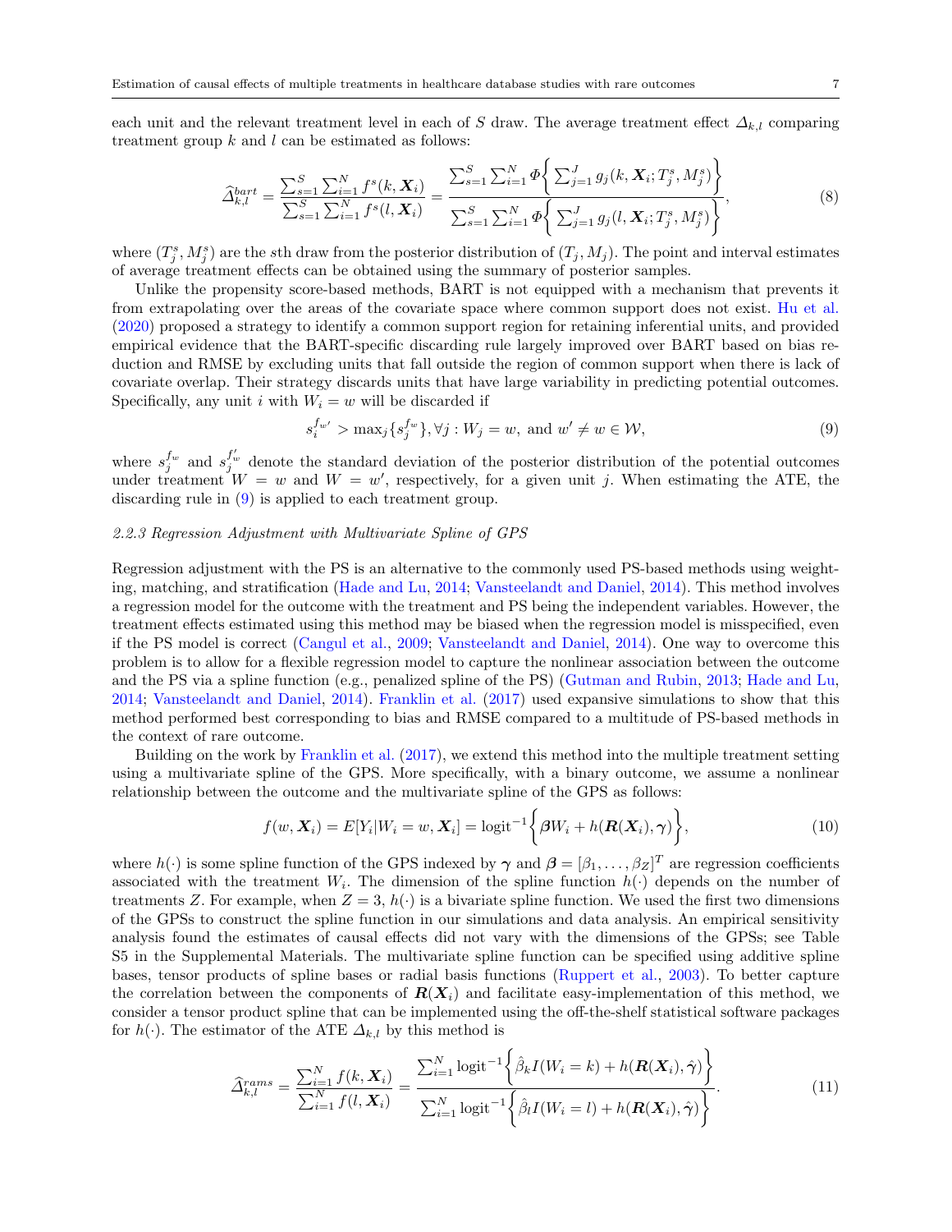each unit and the relevant treatment level in each of $S$ draw. The average treatment effect $\Delta_{k,l}$ comparing treatment group $k$ and $l$ can be estimated as follows:

$$\widehat{\Delta}_{k,l}^{bart} = \frac{\sum_{s=1}^{S}\sum_{i=1}^{N} f^s(k, \boldsymbol{X}_i)}{\sum_{s=1}^{S}\sum_{i=1}^{N} f^s(l, \boldsymbol{X}_i)} = \frac{\sum_{s=1}^{S}\sum_{i=1}^{N} \Phi\left\{\sum_{j=1}^{J} g_j(k, \boldsymbol{X}_i; T_j^s, M_j^s)\right\}}{\sum_{s=1}^{S}\sum_{i=1}^{N} \Phi\left\{\sum_{j=1}^{J} g_j(l, \boldsymbol{X}_i; T_j^s, M_j^s)\right\}}, \tag{8}$$

where $(T_j^s, M_j^s)$ are the $s$th draw from the posterior distribution of $(T_j, M_j)$. The point and interval estimates of average treatment effects can be obtained using the summary of posterior samples.

Unlike the propensity score-based methods, BART is not equipped with a mechanism that prevents it from extrapolating over the areas of the covariate space where common support does not exist. Hu et al. (2020) proposed a strategy to identify a common support region for retaining inferential units, and provided empirical evidence that the BART-specific discarding rule largely improved over BART based on bias reduction and RMSE by excluding units that fall outside the region of common support when there is lack of covariate overlap. Their strategy discards units that have large variability in predicting potential outcomes. Specifically, any unit $i$ with $W_i = w$ will be discarded if

$$s_i^{f_{w'}} > \max_j \{s_j^{f_w}\}, \forall j : W_j = w, \text{ and } w' \neq w \in \mathcal{W}, \tag{9}$$

where $s_j^{f_w}$ and $s_j^{f'_w}$ denote the standard deviation of the posterior distribution of the potential outcomes under treatment $W = w$ and $W = w'$, respectively, for a given unit $j$. When estimating the ATE, the discarding rule in (9) is applied to each treatment group.

### 2.2.3 Regression Adjustment with Multivariate Spline of GPS

Regression adjustment with the PS is an alternative to the commonly used PS-based methods using weighting, matching, and stratification (Hade and Lu, 2014; Vansteelandt and Daniel, 2014). This method involves a regression model for the outcome with the treatment and PS being the independent variables. However, the treatment effects estimated using this method may be biased when the regression model is misspecified, even if the PS model is correct (Cangul et al., 2009; Vansteelandt and Daniel, 2014). One way to overcome this problem is to allow for a flexible regression model to capture the nonlinear association between the outcome and the PS via a spline function (e.g., penalized spline of the PS) (Gutman and Rubin, 2013; Hade and Lu, 2014; Vansteelandt and Daniel, 2014). Franklin et al. (2017) used expansive simulations to show that this method performed best corresponding to bias and RMSE compared to a multitude of PS-based methods in the context of rare outcome.

Building on the work by Franklin et al. (2017), we extend this method into the multiple treatment setting using a multivariate spline of the GPS. More specifically, with a binary outcome, we assume a nonlinear relationship between the outcome and the multivariate spline of the GPS as follows:

$$f(w, \boldsymbol{X}_i) = E[Y_i | W_i = w, \boldsymbol{X}_i] = \text{logit}^{-1}\left\{\boldsymbol{\beta} W_i + h(\boldsymbol{R}(\boldsymbol{X}_i), \boldsymbol{\gamma})\right\}, \tag{10}$$

where $h(\cdot)$ is some spline function of the GPS indexed by $\boldsymbol{\gamma}$ and $\boldsymbol{\beta} = [\beta_1, \ldots, \beta_Z]^T$ are regression coefficients associated with the treatment $W_i$. The dimension of the spline function $h(\cdot)$ depends on the number of treatments $Z$. For example, when $Z = 3$, $h(\cdot)$ is a bivariate spline function. We used the first two dimensions of the GPSs to construct the spline function in our simulations and data analysis. An empirical sensitivity analysis found the estimates of causal effects did not vary with the dimensions of the GPSs; see Table S5 in the Supplemental Materials. The multivariate spline function can be specified using additive spline bases, tensor products of spline bases or radial basis functions (Ruppert et al., 2003). To better capture the correlation between the components of $\boldsymbol{R}(\boldsymbol{X}_i)$ and facilitate easy-implementation of this method, we consider a tensor product spline that can be implemented using the off-the-shelf statistical software packages for $h(\cdot)$. The estimator of the ATE $\Delta_{k,l}$ by this method is

$$\widehat{\Delta}_{k,l}^{rams} = \frac{\sum_{i=1}^{N} f(k, \boldsymbol{X}_i)}{\sum_{i=1}^{N} f(l, \boldsymbol{X}_i)} = \frac{\sum_{i=1}^{N} \text{logit}^{-1}\left\{\hat{\beta}_k I(W_i = k) + h(\boldsymbol{R}(\boldsymbol{X}_i), \hat{\boldsymbol{\gamma}})\right\}}{\sum_{i=1}^{N} \text{logit}^{-1}\left\{\hat{\beta}_l I(W_i = l) + h(\boldsymbol{R}(\boldsymbol{X}_i), \hat{\boldsymbol{\gamma}})\right\}}. \tag{11}$$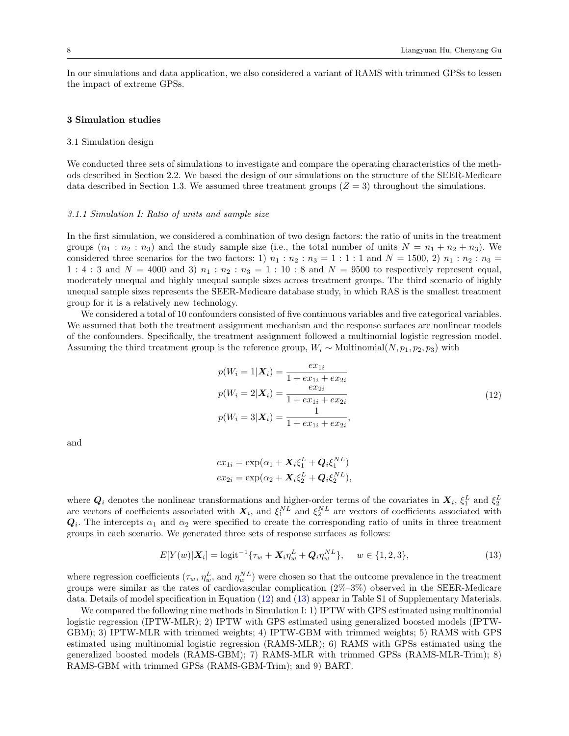In our simulations and data application, we also considered a variant of RAMS with trimmed GPSs to lessen the impact of extreme GPSs.

## 3 Simulation studies

### 3.1 Simulation design

We conducted three sets of simulations to investigate and compare the operating characteristics of the methods described in Section 2.2. We based the design of our simulations on the structure of the SEER-Medicare data described in Section 1.3. We assumed three treatment groups ($Z = 3$) throughout the simulations.

#### *3.1.1 Simulation I: Ratio of units and sample size*

In the first simulation, we considered a combination of two design factors: the ratio of units in the treatment groups ($n_1 : n_2 : n_3$) and the study sample size (i.e., the total number of units $N = n_1 + n_2 + n_3$). We considered three scenarios for the two factors: 1) $n_1 : n_2 : n_3 = 1 : 1 : 1$ and $N = 1500$, 2) $n_1 : n_2 : n_3 = 1 : 4 : 3$ and $N = 4000$ and 3) $n_1 : n_2 : n_3 = 1 : 10 : 8$ and $N = 9500$ to respectively represent equal, moderately unequal and highly unequal sample sizes across treatment groups. The third scenario of highly unequal sample sizes represents the SEER-Medicare database study, in which RAS is the smallest treatment group for it is a relatively new technology.

We considered a total of 10 confounders consisted of five continuous variables and five categorical variables. We assumed that both the treatment assignment mechanism and the response surfaces are nonlinear models of the confounders. Specifically, the treatment assignment followed a multinomial logistic regression model. Assuming the third treatment group is the reference group, $W_i \sim \text{Multinomial}(N, p_1, p_2, p_3)$ with

$$
\begin{aligned}
p(W_i = 1|\boldsymbol{X}_i) &= \frac{ex_{1i}}{1 + ex_{1i} + ex_{2i}} \\
p(W_i = 2|\boldsymbol{X}_i) &= \frac{ex_{2i}}{1 + ex_{1i} + ex_{2i}} \\
p(W_i = 3|\boldsymbol{X}_i) &= \frac{1}{1 + ex_{1i} + ex_{2i}},
\end{aligned}
\tag{12}
$$

and

$$
\begin{aligned}
ex_{1i} &= \exp(\alpha_1 + \boldsymbol{X}_i\xi_1^L + \boldsymbol{Q}_i\xi_1^{NL}) \\
ex_{2i} &= \exp(\alpha_2 + \boldsymbol{X}_i\xi_2^L + \boldsymbol{Q}_i\xi_2^{NL}),
\end{aligned}
$$

where $\boldsymbol{Q}_i$ denotes the nonlinear transformations and higher-order terms of the covariates in $\boldsymbol{X}_i$, $\xi_1^L$ and $\xi_2^L$ are vectors of coefficients associated with $\boldsymbol{X}_i$, and $\xi_1^{NL}$ and $\xi_2^{NL}$ are vectors of coefficients associated with $\boldsymbol{Q}_i$. The intercepts $\alpha_1$ and $\alpha_2$ were specified to create the corresponding ratio of units in three treatment groups in each scenario. We generated three sets of response surfaces as follows:

$$
E[Y(w)|\boldsymbol{X}_i] = \text{logit}^{-1}\{\tau_w + \boldsymbol{X}_i\eta_w^L + \boldsymbol{Q}_i\eta_w^{NL}\}, \quad w \in \{1, 2, 3\}, \tag{13}
$$

where regression coefficients ($\tau_w$, $\eta_w^L$, and $\eta_w^{NL}$) were chosen so that the outcome prevalence in the treatment groups were similar as the rates of cardiovascular complication (2%–3%) observed in the SEER-Medicare data. Details of model specification in Equation (12) and (13) appear in Table S1 of Supplementary Materials.

We compared the following nine methods in Simulation I: 1) IPTW with GPS estimated using multinomial logistic regression (IPTW-MLR); 2) IPTW with GPS estimated using generalized boosted models (IPTW-GBM); 3) IPTW-MLR with trimmed weights; 4) IPTW-GBM with trimmed weights; 5) RAMS with GPS estimated using multinomial logistic regression (RAMS-MLR); 6) RAMS with GPSs estimated using the generalized boosted models (RAMS-GBM); 7) RAMS-MLR with trimmed GPSs (RAMS-MLR-Trim); 8) RAMS-GBM with trimmed GPSs (RAMS-GBM-Trim); and 9) BART.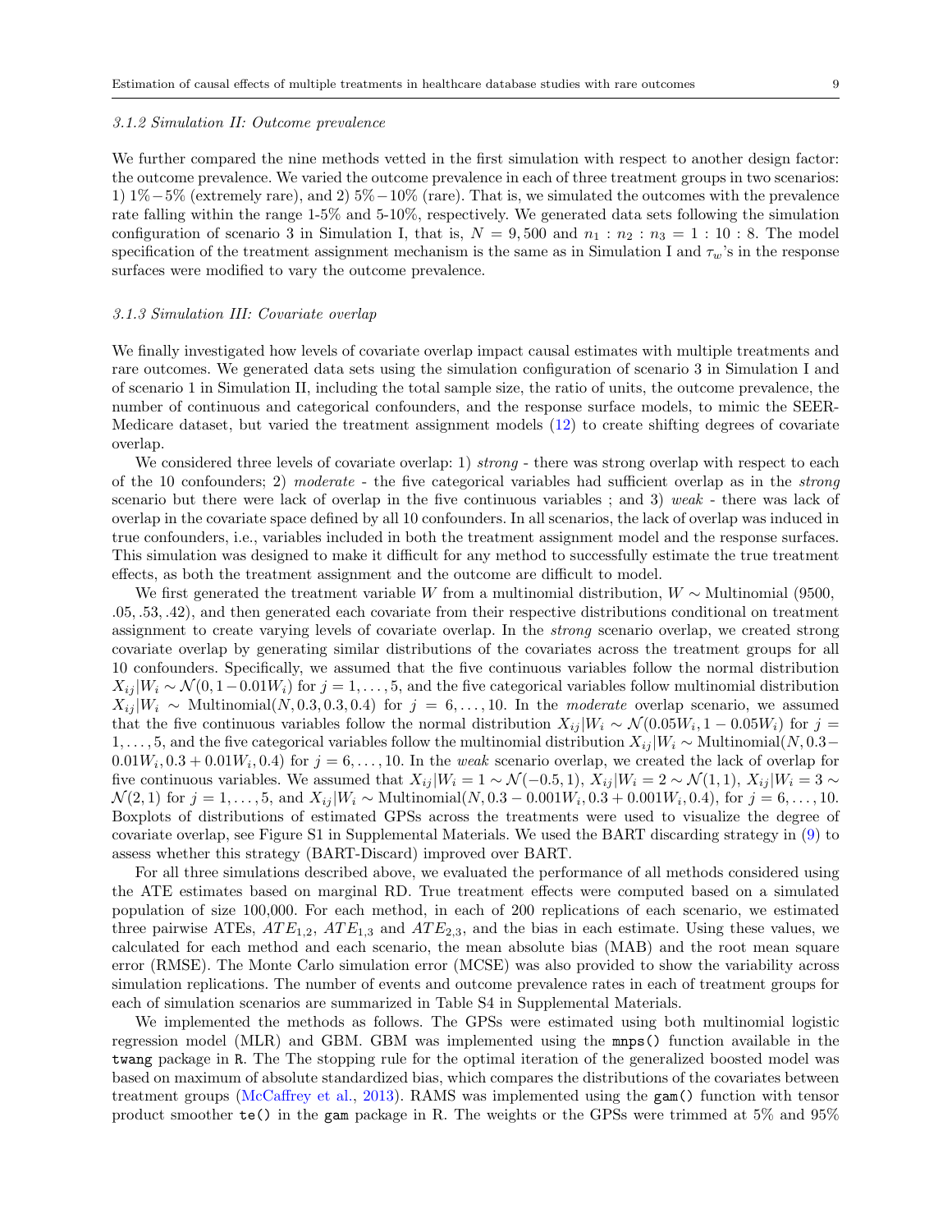### 3.1.2 Simulation II: Outcome prevalence

We further compared the nine methods vetted in the first simulation with respect to another design factor: the outcome prevalence. We varied the outcome prevalence in each of three treatment groups in two scenarios: 1) 1%−5% (extremely rare), and 2) 5%−10% (rare). That is, we simulated the outcomes with the prevalence rate falling within the range 1-5% and 5-10%, respectively. We generated data sets following the simulation configuration of scenario 3 in Simulation I, that is, $N = 9,500$ and $n_1 : n_2 : n_3 = 1 : 10 : 8$. The model specification of the treatment assignment mechanism is the same as in Simulation I and $\tau_w$'s in the response surfaces were modified to vary the outcome prevalence.

### 3.1.3 Simulation III: Covariate overlap

We finally investigated how levels of covariate overlap impact causal estimates with multiple treatments and rare outcomes. We generated data sets using the simulation configuration of scenario 3 in Simulation I and of scenario 1 in Simulation II, including the total sample size, the ratio of units, the outcome prevalence, the number of continuous and categorical confounders, and the response surface models, to mimic the SEER-Medicare dataset, but varied the treatment assignment models (12) to create shifting degrees of covariate overlap.

We considered three levels of covariate overlap: 1) *strong* - there was strong overlap with respect to each of the 10 confounders; 2) *moderate* - the five categorical variables had sufficient overlap as in the *strong* scenario but there were lack of overlap in the five continuous variables ; and 3) *weak* - there was lack of overlap in the covariate space defined by all 10 confounders. In all scenarios, the lack of overlap was induced in true confounders, i.e., variables included in both the treatment assignment model and the response surfaces. This simulation was designed to make it difficult for any method to successfully estimate the true treatment effects, as both the treatment assignment and the outcome are difficult to model.

We first generated the treatment variable $W$ from a multinomial distribution, $W \sim$ Multinomial (9500, .05, .53, .42), and then generated each covariate from their respective distributions conditional on treatment assignment to create varying levels of covariate overlap. In the *strong* scenario overlap, we created strong covariate overlap by generating similar distributions of the covariates across the treatment groups for all 10 confounders. Specifically, we assumed that the five continuous variables follow the normal distribution $X_{ij}|W_i \sim \mathcal{N}(0, 1 - 0.01W_i)$ for $j = 1, \ldots, 5$, and the five categorical variables follow multinomial distribution $X_{ij}|W_i \sim \text{Multinomial}(N, 0.3, 0.3, 0.4)$ for $j = 6, \ldots, 10$. In the *moderate* overlap scenario, we assumed that the five continuous variables follow the normal distribution $X_{ij}|W_i \sim \mathcal{N}(0.05W_i, 1 - 0.05W_i)$ for $j = 1, \ldots, 5$, and the five categorical variables follow the multinomial distribution $X_{ij}|W_i \sim \text{Multinomial}(N, 0.3 - 0.01W_i, 0.3 + 0.01W_i, 0.4)$ for $j = 6, \ldots, 10$. In the *weak* scenario overlap, we created the lack of overlap for five continuous variables. We assumed that $X_{ij}|W_i = 1 \sim \mathcal{N}(-0.5, 1)$, $X_{ij}|W_i = 2 \sim \mathcal{N}(1, 1)$, $X_{ij}|W_i = 3 \sim \mathcal{N}(2, 1)$ for $j = 1, \ldots, 5$, and $X_{ij}|W_i \sim \text{Multinomial}(N, 0.3 - 0.001W_i, 0.3 + 0.001W_i, 0.4)$, for $j = 6, \ldots, 10$. Boxplots of distributions of estimated GPSs across the treatments were used to visualize the degree of covariate overlap, see Figure S1 in Supplemental Materials. We used the BART discarding strategy in (9) to assess whether this strategy (BART-Discard) improved over BART.

For all three simulations described above, we evaluated the performance of all methods considered using the ATE estimates based on marginal RD. True treatment effects were computed based on a simulated population of size 100,000. For each method, in each of 200 replications of each scenario, we estimated three pairwise ATEs, $ATE_{1,2}$, $ATE_{1,3}$ and $ATE_{2,3}$, and the bias in each estimate. Using these values, we calculated for each method and each scenario, the mean absolute bias (MAB) and the root mean square error (RMSE). The Monte Carlo simulation error (MCSE) was also provided to show the variability across simulation replications. The number of events and outcome prevalence rates in each of treatment groups for each of simulation scenarios are summarized in Table S4 in Supplemental Materials.

We implemented the methods as follows. The GPSs were estimated using both multinomial logistic regression model (MLR) and GBM. GBM was implemented using the `mnps()` function available in the `twang` package in `R`. The The stopping rule for the optimal iteration of the generalized boosted model was based on maximum of absolute standardized bias, which compares the distributions of the covariates between treatment groups (McCaffrey et al., 2013). RAMS was implemented using the `gam()` function with tensor product smoother `te()` in the `gam` package in R. The weights or the GPSs were trimmed at 5% and 95%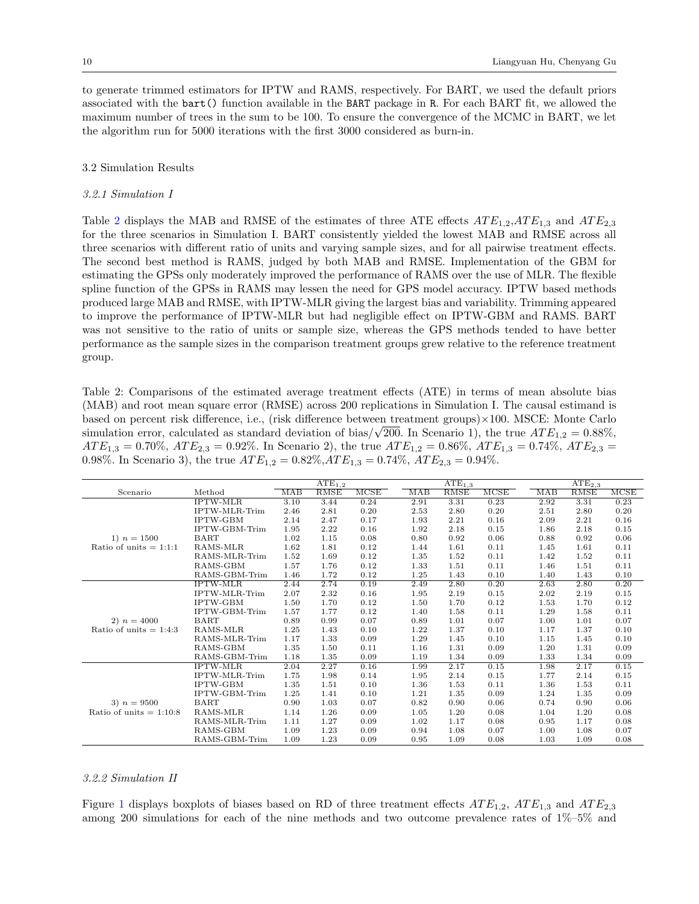to generate trimmed estimators for IPTW and RAMS, respectively. For BART, we used the default priors associated with the `bart()` function available in the `BART` package in `R`. For each BART fit, we allowed the maximum number of trees in the sum to be 100. To ensure the convergence of the MCMC in BART, we let the algorithm run for 5000 iterations with the first 3000 considered as burn-in.

## 3.2 Simulation Results

### *3.2.1 Simulation I*

Table 2 displays the MAB and RMSE of the estimates of three ATE effects $ATE_{1,2}$,$ATE_{1,3}$ and $ATE_{2,3}$ for the three scenarios in Simulation I. BART consistently yielded the lowest MAB and RMSE across all three scenarios with different ratio of units and varying sample sizes, and for all pairwise treatment effects. The second best method is RAMS, judged by both MAB and RMSE. Implementation of the GBM for estimating the GPSs only moderately improved the performance of RAMS over the use of MLR. The flexible spline function of the GPSs in RAMS may lessen the need for GPS model accuracy. IPTW based methods produced large MAB and RMSE, with IPTW-MLR giving the largest bias and variability. Trimming appeared to improve the performance of IPTW-MLR but had negligible effect on IPTW-GBM and RAMS. BART was not sensitive to the ratio of units or sample size, whereas the GPS methods tended to have better performance as the sample sizes in the comparison treatment groups grew relative to the reference treatment group.

Table 2: Comparisons of the estimated average treatment effects (ATE) in terms of mean absolute bias (MAB) and root mean square error (RMSE) across 200 replications in Simulation I. The causal estimand is based on percent risk difference, i.e., (risk difference between treatment groups)×100. MSCE: Monte Carlo simulation error, calculated as standard deviation of bias/$\sqrt{200}$. In Scenario 1), the true $ATE_{1,2} = 0.88\%$, $ATE_{1,3} = 0.70\%$, $ATE_{2,3} = 0.92\%$. In Scenario 2), the true $ATE_{1,2} = 0.86\%$, $ATE_{1,3} = 0.74\%$, $ATE_{2,3} = 0.98\%$. In Scenario 3), the true $ATE_{1,2} = 0.82\%$,$ATE_{1,3} = 0.74\%$, $ATE_{2,3} = 0.94\%$.

| Scenario | Method | $ATE_{1,2}$ | | | $ATE_{1,3}$ | | | $ATE_{2,3}$ | | |
|---|---|---|---|---|---|---|---|---|---|---|
| | | MAB | RMSE | MCSE | MAB | RMSE | MCSE | MAB | RMSE | MCSE |
| 1) $n = 1500$ Ratio of units = 1:1:1 | IPTW-MLR | 3.10 | 3.44 | 0.24 | 2.91 | 3.31 | 0.23 | 2.92 | 3.31 | 0.23 |
| | IPTW-MLR-Trim | 2.46 | 2.81 | 0.20 | 2.53 | 2.80 | 0.20 | 2.51 | 2.80 | 0.20 |
| | IPTW-GBM | 2.14 | 2.47 | 0.17 | 1.93 | 2.21 | 0.16 | 2.09 | 2.21 | 0.16 |
| | IPTW-GBM-Trim | 1.95 | 2.22 | 0.16 | 1.92 | 2.18 | 0.15 | 1.86 | 2.18 | 0.15 |
| | BART | 1.02 | 1.15 | 0.08 | 0.80 | 0.92 | 0.06 | 0.88 | 0.92 | 0.06 |
| | RAMS-MLR | 1.62 | 1.81 | 0.12 | 1.44 | 1.61 | 0.11 | 1.45 | 1.61 | 0.11 |
| | RAMS-MLR-Trim | 1.52 | 1.69 | 0.12 | 1.35 | 1.52 | 0.11 | 1.42 | 1.52 | 0.11 |
| | RAMS-GBM | 1.57 | 1.76 | 0.12 | 1.33 | 1.51 | 0.11 | 1.46 | 1.51 | 0.11 |
| | RAMS-GBM-Trim | 1.46 | 1.72 | 0.12 | 1.25 | 1.43 | 0.10 | 1.40 | 1.43 | 0.10 |
| 2) $n = 4000$ Ratio of units = 1:4:3 | IPTW-MLR | 2.44 | 2.74 | 0.19 | 2.49 | 2.80 | 0.20 | 2.63 | 2.80 | 0.20 |
| | IPTW-MLR-Trim | 2.07 | 2.32 | 0.16 | 1.95 | 2.19 | 0.15 | 2.02 | 2.19 | 0.15 |
| | IPTW-GBM | 1.50 | 1.70 | 0.12 | 1.50 | 1.70 | 0.12 | 1.53 | 1.70 | 0.12 |
| | IPTW-GBM-Trim | 1.57 | 1.77 | 0.12 | 1.40 | 1.58 | 0.11 | 1.29 | 1.58 | 0.11 |
| | BART | 0.89 | 0.99 | 0.07 | 0.89 | 1.01 | 0.07 | 1.00 | 1.01 | 0.07 |
| | RAMS-MLR | 1.25 | 1.43 | 0.10 | 1.22 | 1.37 | 0.10 | 1.17 | 1.37 | 0.10 |
| | RAMS-MLR-Trim | 1.17 | 1.33 | 0.09 | 1.29 | 1.45 | 0.10 | 1.15 | 1.45 | 0.10 |
| | RAMS-GBM | 1.35 | 1.50 | 0.11 | 1.16 | 1.31 | 0.09 | 1.20 | 1.31 | 0.09 |
| | RAMS-GBM-Trim | 1.18 | 1.35 | 0.09 | 1.19 | 1.34 | 0.09 | 1.33 | 1.34 | 0.09 |
| 3) $n = 9500$ Ratio of units = 1:10:8 | IPTW-MLR | 2.04 | 2.27 | 0.16 | 1.99 | 2.17 | 0.15 | 1.98 | 2.17 | 0.15 |
| | IPTW-MLR-Trim | 1.75 | 1.98 | 0.14 | 1.95 | 2.14 | 0.15 | 1.77 | 2.14 | 0.15 |
| | IPTW-GBM | 1.35 | 1.51 | 0.10 | 1.36 | 1.53 | 0.11 | 1.36 | 1.53 | 0.11 |
| | IPTW-GBM-Trim | 1.25 | 1.41 | 0.10 | 1.21 | 1.35 | 0.09 | 1.24 | 1.35 | 0.09 |
| | BART | 0.90 | 1.03 | 0.07 | 0.82 | 0.90 | 0.06 | 0.74 | 0.90 | 0.06 |
| | RAMS-MLR | 1.14 | 1.26 | 0.09 | 1.05 | 1.20 | 0.08 | 1.04 | 1.20 | 0.08 |
| | RAMS-MLR-Trim | 1.11 | 1.27 | 0.09 | 1.02 | 1.17 | 0.08 | 0.95 | 1.17 | 0.08 |
| | RAMS-GBM | 1.09 | 1.23 | 0.09 | 0.94 | 1.08 | 0.07 | 1.00 | 1.08 | 0.07 |
| | RAMS-GBM-Trim | 1.09 | 1.23 | 0.09 | 0.95 | 1.09 | 0.08 | 1.03 | 1.09 | 0.08 |

### *3.2.2 Simulation II*

Figure 1 displays boxplots of biases based on RD of three treatment effects $ATE_{1,2}$, $ATE_{1,3}$ and $ATE_{2,3}$ among 200 simulations for each of the nine methods and two outcome prevalence rates of 1%–5% and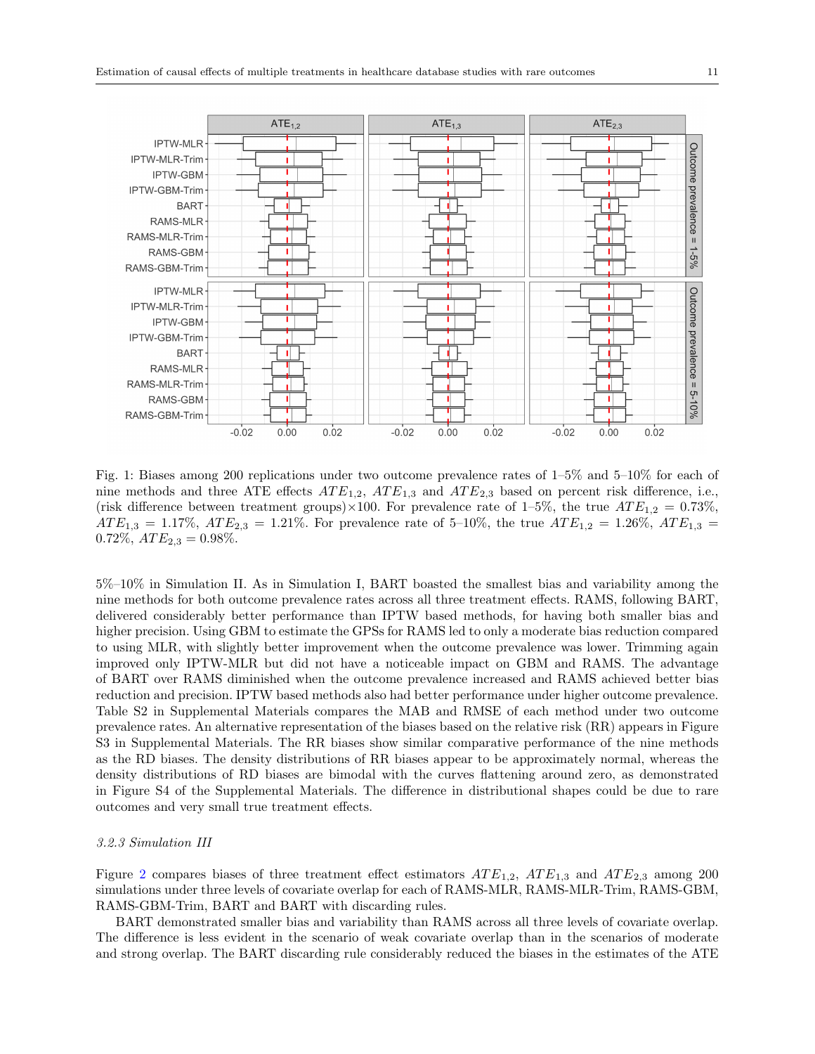Fig. 1: Biases among 200 replications under two outcome prevalence rates of 1–5% and 5–10% for each of nine methods and three ATE effects $ATE_{1,2}$, $ATE_{1,3}$ and $ATE_{2,3}$ based on percent risk difference, i.e., (risk difference between treatment groups)×100. For prevalence rate of 1–5%, the true $ATE_{1,2} = 0.73\%$, $ATE_{1,3} = 1.17\%$, $ATE_{2,3} = 1.21\%$. For prevalence rate of 5–10%, the true $ATE_{1,2} = 1.26\%$, $ATE_{1,3} = 0.72\%$, $ATE_{2,3} = 0.98\%$.

5%–10% in Simulation II. As in Simulation I, BART boasted the smallest bias and variability among the nine methods for both outcome prevalence rates across all three treatment effects. RAMS, following BART, delivered considerably better performance than IPTW based methods, for having both smaller bias and higher precision. Using GBM to estimate the GPSs for RAMS led to only a moderate bias reduction compared to using MLR, with slightly better improvement when the outcome prevalence was lower. Trimming again improved only IPTW-MLR but did not have a noticeable impact on GBM and RAMS. The advantage of BART over RAMS diminished when the outcome prevalence increased and RAMS achieved better bias reduction and precision. IPTW based methods also had better performance under higher outcome prevalence. Table S2 in Supplemental Materials compares the MAB and RMSE of each method under two outcome prevalence rates. An alternative representation of the biases based on the relative risk (RR) appears in Figure S3 in Supplemental Materials. The RR biases show similar comparative performance of the nine methods as the RD biases. The density distributions of RR biases appear to be approximately normal, whereas the density distributions of RD biases are bimodal with the curves flattening around zero, as demonstrated in Figure S4 of the Supplemental Materials. The difference in distributional shapes could be due to rare outcomes and very small true treatment effects.

#### 3.2.3 Simulation III

Figure 2 compares biases of three treatment effect estimators $ATE_{1,2}$, $ATE_{1,3}$ and $ATE_{2,3}$ among 200 simulations under three levels of covariate overlap for each of RAMS-MLR, RAMS-MLR-Trim, RAMS-GBM, RAMS-GBM-Trim, BART and BART with discarding rules.

BART demonstrated smaller bias and variability than RAMS across all three levels of covariate overlap. The difference is less evident in the scenario of weak covariate overlap than in the scenarios of moderate and strong overlap. The BART discarding rule considerably reduced the biases in the estimates of the ATE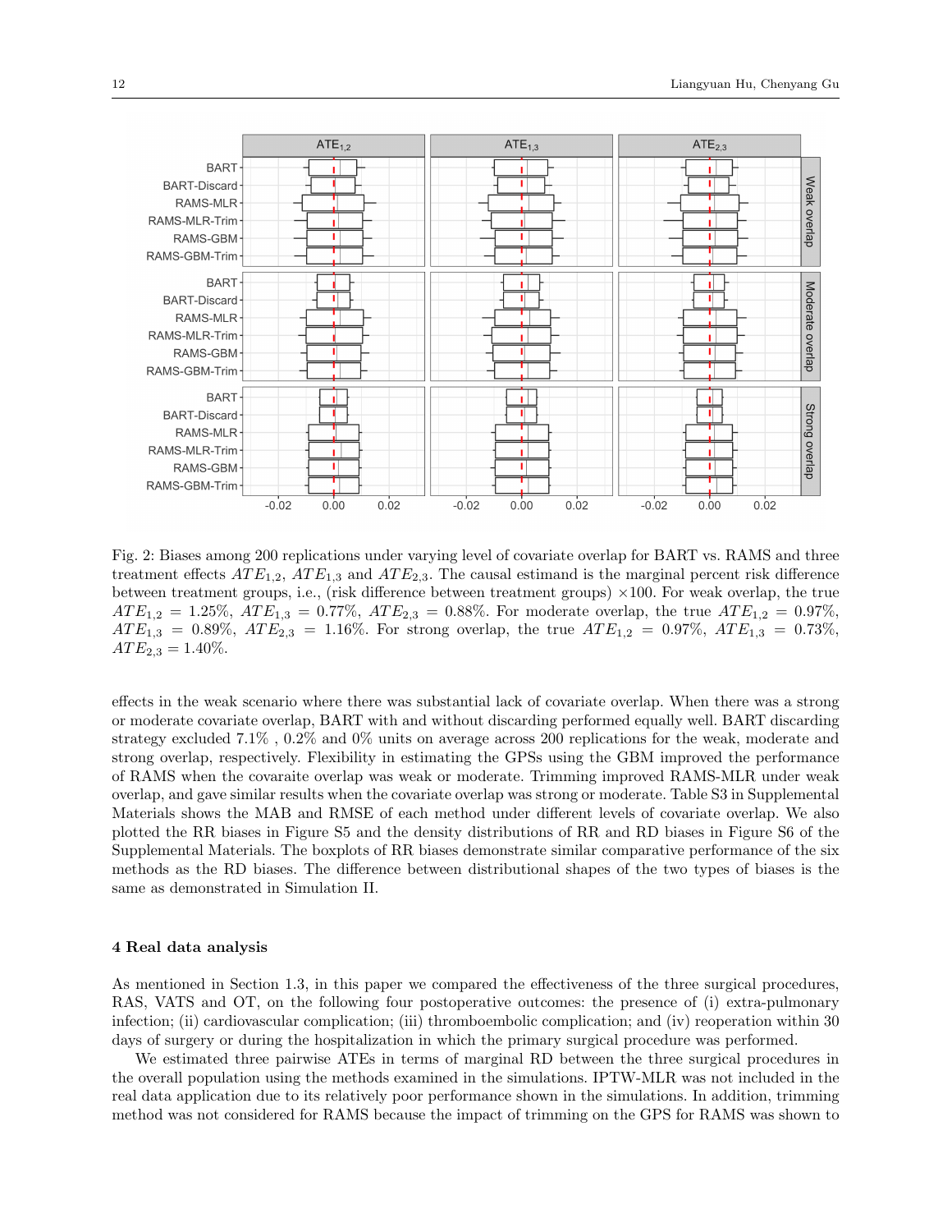Fig. 2: Biases among 200 replications under varying level of covariate overlap for BART vs. RAMS and three treatment effects $ATE_{1,2}$, $ATE_{1,3}$ and $ATE_{2,3}$. The causal estimand is the marginal percent risk difference between treatment groups, i.e., (risk difference between treatment groups) $\times 100$. For weak overlap, the true $ATE_{1,2} = 1.25\%$, $ATE_{1,3} = 0.77\%$, $ATE_{2,3} = 0.88\%$. For moderate overlap, the true $ATE_{1,2} = 0.97\%$, $ATE_{1,3} = 0.89\%$, $ATE_{2,3} = 1.16\%$. For strong overlap, the true $ATE_{1,2} = 0.97\%$, $ATE_{1,3} = 0.73\%$, $ATE_{2,3} = 1.40\%$.

effects in the weak scenario where there was substantial lack of covariate overlap. When there was a strong or moderate covariate overlap, BART with and without discarding performed equally well. BART discarding strategy excluded 7.1% , 0.2% and 0% units on average across 200 replications for the weak, moderate and strong overlap, respectively. Flexibility in estimating the GPSs using the GBM improved the performance of RAMS when the covaraite overlap was weak or moderate. Trimming improved RAMS-MLR under weak overlap, and gave similar results when the covariate overlap was strong or moderate. Table S3 in Supplemental Materials shows the MAB and RMSE of each method under different levels of covariate overlap. We also plotted the RR biases in Figure S5 and the density distributions of RR and RD biases in Figure S6 of the Supplemental Materials. The boxplots of RR biases demonstrate similar comparative performance of the six methods as the RD biases. The difference between distributional shapes of the two types of biases is the same as demonstrated in Simulation II.

## 4 Real data analysis

As mentioned in Section 1.3, in this paper we compared the effectiveness of the three surgical procedures, RAS, VATS and OT, on the following four postoperative outcomes: the presence of (i) extra-pulmonary infection; (ii) cardiovascular complication; (iii) thromboembolic complication; and (iv) reoperation within 30 days of surgery or during the hospitalization in which the primary surgical procedure was performed.

We estimated three pairwise ATEs in terms of marginal RD between the three surgical procedures in the overall population using the methods examined in the simulations. IPTW-MLR was not included in the real data application due to its relatively poor performance shown in the simulations. In addition, trimming method was not considered for RAMS because the impact of trimming on the GPS for RAMS was shown to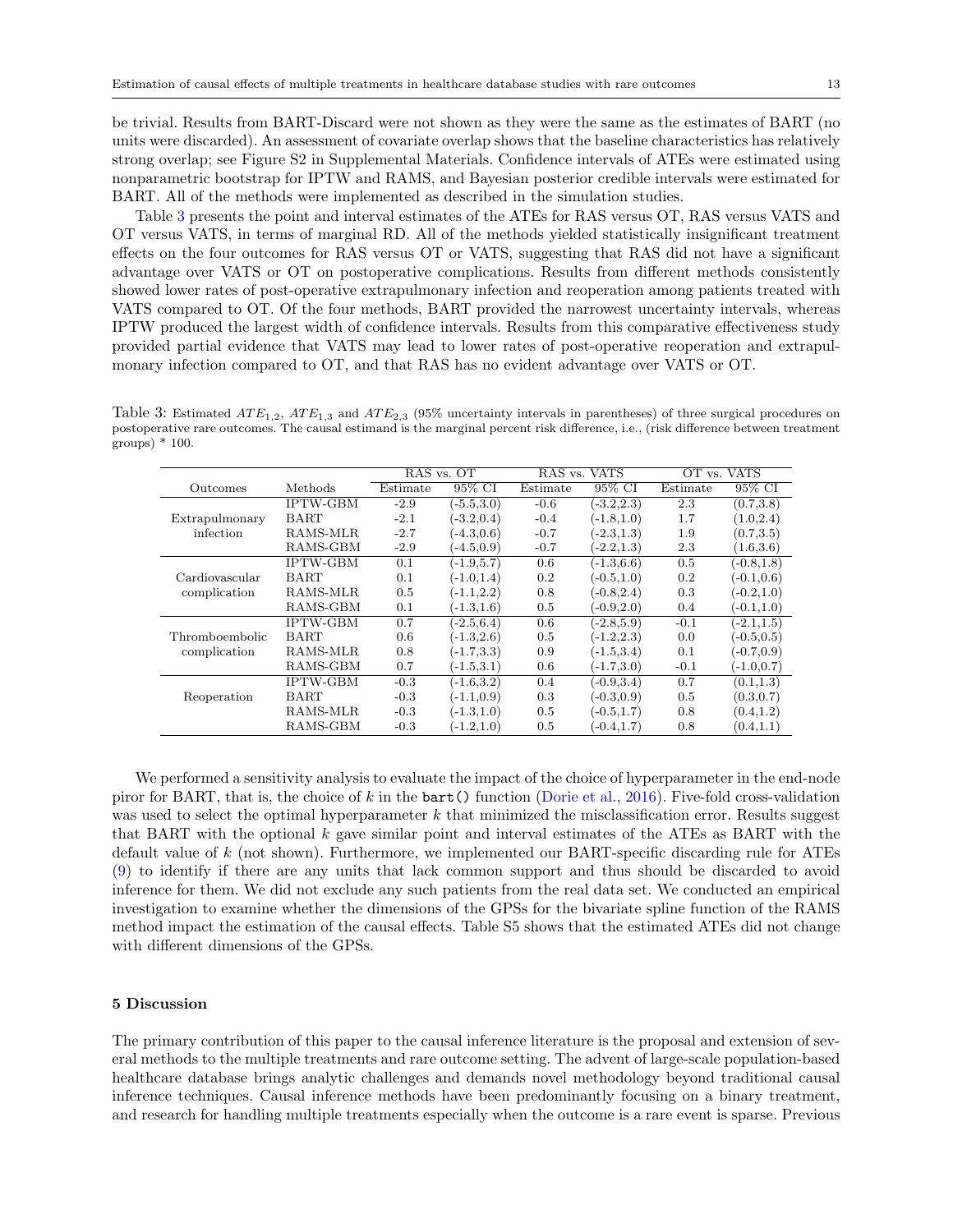be trivial. Results from BART-Discard were not shown as they were the same as the estimates of BART (no units were discarded). An assessment of covariate overlap shows that the baseline characteristics has relatively strong overlap; see Figure S2 in Supplemental Materials. Confidence intervals of ATEs were estimated using nonparametric bootstrap for IPTW and RAMS, and Bayesian posterior credible intervals were estimated for BART. All of the methods were implemented as described in the simulation studies.

Table 3 presents the point and interval estimates of the ATEs for RAS versus OT, RAS versus VATS and OT versus VATS, in terms of marginal RD. All of the methods yielded statistically insignificant treatment effects on the four outcomes for RAS versus OT or VATS, suggesting that RAS did not have a significant advantage over VATS or OT on postoperative complications. Results from different methods consistently showed lower rates of post-operative extrapulmonary infection and reoperation among patients treated with VATS compared to OT. Of the four methods, BART provided the narrowest uncertainty intervals, whereas IPTW produced the largest width of confidence intervals. Results from this comparative effectiveness study provided partial evidence that VATS may lead to lower rates of post-operative reoperation and extrapulmonary infection compared to OT, and that RAS has no evident advantage over VATS or OT.

Table 3: Estimated $ATE_{1,2}$, $ATE_{1,3}$ and $ATE_{2,3}$ (95% uncertainty intervals in parentheses) of three surgical procedures on postoperative rare outcomes. The causal estimand is the marginal percent risk difference, i.e., (risk difference between treatment groups) * 100.

| | | RAS vs. OT | | RAS vs. VATS | | OT vs. VATS | |
|---|---|---|---|---|---|---|---|
| Outcomes | Methods | Estimate | 95% CI | Estimate | 95% CI | Estimate | 95% CI |
| Extrapulmonary infection | IPTW-GBM | -2.9 | (-5.5,3.0) | -0.6 | (-3.2,2.3) | 2.3 | (0.7,3.8) |
| | BART | -2.1 | (-3.2,0.4) | -0.4 | (-1.8,1.0) | 1.7 | (1.0,2.4) |
| | RAMS-MLR | -2.7 | (-4.3,0.6) | -0.7 | (-2.3,1.3) | 1.9 | (0.7,3.5) |
| | RAMS-GBM | -2.9 | (-4.5,0.9) | -0.7 | (-2.2,1.3) | 2.3 | (1.6,3.6) |
| Cardiovascular complication | IPTW-GBM | 0.1 | (-1.9,5.7) | 0.6 | (-1.3,6.6) | 0.5 | (-0.8,1.8) |
| | BART | 0.1 | (-1.0,1.4) | 0.2 | (-0.5,1.0) | 0.2 | (-0.1,0.6) |
| | RAMS-MLR | 0.5 | (-1.1,2.2) | 0.8 | (-0.8,2.4) | 0.3 | (-0.2,1.0) |
| | RAMS-GBM | 0.1 | (-1.3,1.6) | 0.5 | (-0.9,2.0) | 0.4 | (-0.1,1.0) |
| Thromboembolic complication | IPTW-GBM | 0.7 | (-2.5,6.4) | 0.6 | (-2.8,5.9) | -0.1 | (-2.1,1.5) |
| | BART | 0.6 | (-1.3,2.6) | 0.5 | (-1.2,2.3) | 0.0 | (-0.5,0.5) |
| | RAMS-MLR | 0.8 | (-1.7,3.3) | 0.9 | (-1.5,3.4) | 0.1 | (-0.7,0.9) |
| | RAMS-GBM | 0.7 | (-1.5,3.1) | 0.6 | (-1.7,3.0) | -0.1 | (-1.0,0.7) |
| Reoperation | IPTW-GBM | -0.3 | (-1.6,3.2) | 0.4 | (-0.9,3.4) | 0.7 | (0.1,1.3) |
| | BART | -0.3 | (-1.1,0.9) | 0.3 | (-0.3,0.9) | 0.5 | (0.3,0.7) |
| | RAMS-MLR | -0.3 | (-1.3,1.0) | 0.5 | (-0.5,1.7) | 0.8 | (0.4,1.2) |
| | RAMS-GBM | -0.3 | (-1.2,1.0) | 0.5 | (-0.4,1.7) | 0.8 | (0.4,1.1) |

We performed a sensitivity analysis to evaluate the impact of the choice of hyperparameter in the end-node piror for BART, that is, the choice of $k$ in the `bart()` function (Dorie et al., 2016). Five-fold cross-validation was used to select the optimal hyperparameter $k$ that minimized the misclassification error. Results suggest that BART with the optional $k$ gave similar point and interval estimates of the ATEs as BART with the default value of $k$ (not shown). Furthermore, we implemented our BART-specific discarding rule for ATEs (9) to identify if there are any units that lack common support and thus should be discarded to avoid inference for them. We did not exclude any such patients from the real data set. We conducted an empirical investigation to examine whether the dimensions of the GPSs for the bivariate spline function of the RAMS method impact the estimation of the causal effects. Table S5 shows that the estimated ATEs did not change with different dimensions of the GPSs.

## 5 Discussion

The primary contribution of this paper to the causal inference literature is the proposal and extension of several methods to the multiple treatments and rare outcome setting. The advent of large-scale population-based healthcare database brings analytic challenges and demands novel methodology beyond traditional causal inference techniques. Causal inference methods have been predominantly focusing on a binary treatment, and research for handling multiple treatments especially when the outcome is a rare event is sparse. Previous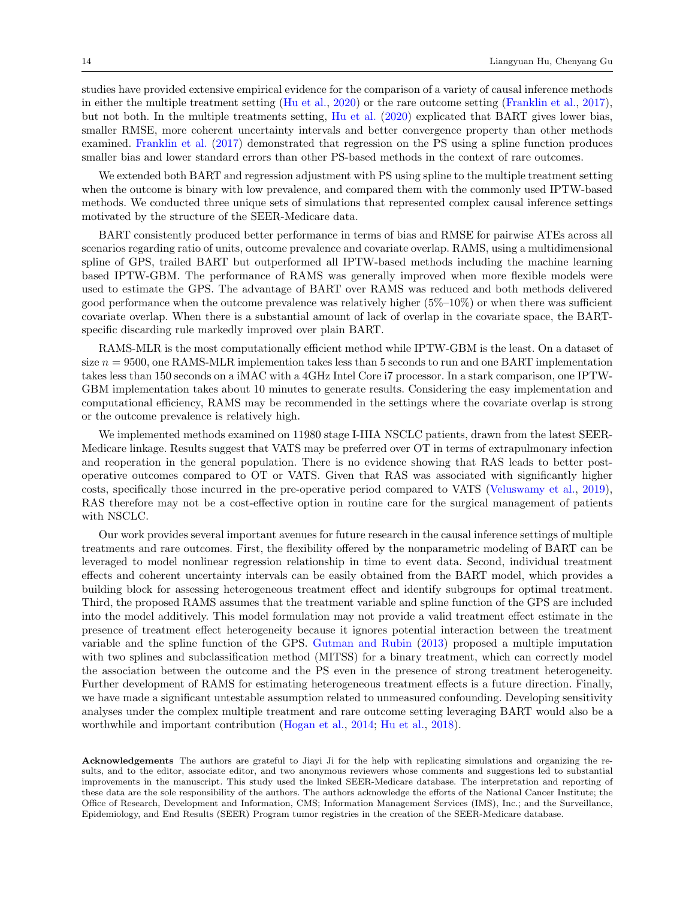studies have provided extensive empirical evidence for the comparison of a variety of causal inference methods in either the multiple treatment setting (Hu et al., 2020) or the rare outcome setting (Franklin et al., 2017), but not both. In the multiple treatments setting, Hu et al. (2020) explicated that BART gives lower bias, smaller RMSE, more coherent uncertainty intervals and better convergence property than other methods examined. Franklin et al. (2017) demonstrated that regression on the PS using a spline function produces smaller bias and lower standard errors than other PS-based methods in the context of rare outcomes.

We extended both BART and regression adjustment with PS using spline to the multiple treatment setting when the outcome is binary with low prevalence, and compared them with the commonly used IPTW-based methods. We conducted three unique sets of simulations that represented complex causal inference settings motivated by the structure of the SEER-Medicare data.

BART consistently produced better performance in terms of bias and RMSE for pairwise ATEs across all scenarios regarding ratio of units, outcome prevalence and covariate overlap. RAMS, using a multidimensional spline of GPS, trailed BART but outperformed all IPTW-based methods including the machine learning based IPTW-GBM. The performance of RAMS was generally improved when more flexible models were used to estimate the GPS. The advantage of BART over RAMS was reduced and both methods delivered good performance when the outcome prevalence was relatively higher (5%–10%) or when there was sufficient covariate overlap. When there is a substantial amount of lack of overlap in the covariate space, the BART-specific discarding rule markedly improved over plain BART.

RAMS-MLR is the most computationally efficient method while IPTW-GBM is the least. On a dataset of size $n = 9500$, one RAMS-MLR implemention takes less than 5 seconds to run and one BART implementation takes less than 150 seconds on a iMAC with a 4GHz Intel Core i7 processor. In a stark comparison, one IPTW-GBM implementation takes about 10 minutes to generate results. Considering the easy implementation and computational efficiency, RAMS may be recommended in the settings where the covariate overlap is strong or the outcome prevalence is relatively high.

We implemented methods examined on 11980 stage I-IIIA NSCLC patients, drawn from the latest SEER-Medicare linkage. Results suggest that VATS may be preferred over OT in terms of extrapulmonary infection and reoperation in the general population. There is no evidence showing that RAS leads to better post-operative outcomes compared to OT or VATS. Given that RAS was associated with significantly higher costs, specifically those incurred in the pre-operative period compared to VATS (Veluswamy et al., 2019), RAS therefore may not be a cost-effective option in routine care for the surgical management of patients with NSCLC.

Our work provides several important avenues for future research in the causal inference settings of multiple treatments and rare outcomes. First, the flexibility offered by the nonparametric modeling of BART can be leveraged to model nonlinear regression relationship in time to event data. Second, individual treatment effects and coherent uncertainty intervals can be easily obtained from the BART model, which provides a building block for assessing heterogeneous treatment effect and identify subgroups for optimal treatment. Third, the proposed RAMS assumes that the treatment variable and spline function of the GPS are included into the model additively. This model formulation may not provide a valid treatment effect estimate in the presence of treatment effect heterogeneity because it ignores potential interaction between the treatment variable and the spline function of the GPS. Gutman and Rubin (2013) proposed a multiple imputation with two splines and subclassification method (MITSS) for a binary treatment, which can correctly model the association between the outcome and the PS even in the presence of strong treatment heterogeneity. Further development of RAMS for estimating heterogeneous treatment effects is a future direction. Finally, we have made a significant untestable assumption related to unmeasured confounding. Developing sensitivity analyses under the complex multiple treatment and rare outcome setting leveraging BART would also be a worthwhile and important contribution (Hogan et al., 2014; Hu et al., 2018).

**Acknowledgements** The authors are grateful to Jiayi Ji for the help with replicating simulations and organizing the results, and to the editor, associate editor, and two anonymous reviewers whose comments and suggestions led to substantial improvements in the manuscript. This study used the linked SEER-Medicare database. The interpretation and reporting of these data are the sole responsibility of the authors. The authors acknowledge the efforts of the National Cancer Institute; the Office of Research, Development and Information, CMS; Information Management Services (IMS), Inc.; and the Surveillance, Epidemiology, and End Results (SEER) Program tumor registries in the creation of the SEER-Medicare database.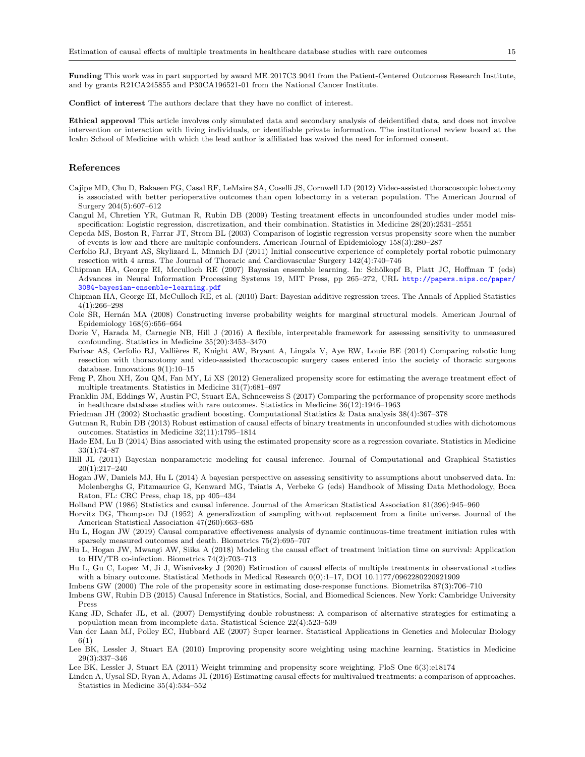**Funding** This work was in part supported by award ME_2017C3_9041 from the Patient-Centered Outcomes Research Institute, and by grants R21CA245855 and P30CA196521-01 from the National Cancer Institute.

**Conflict of interest** The authors declare that they have no conflict of interest.

**Ethical approval** This article involves only simulated data and secondary analysis of deidentified data, and does not involve intervention or interaction with living individuals, or identifiable private information. The institutional review board at the Icahn School of Medicine with which the lead author is affiliated has waived the need for informed consent.

## References

Cajipe MD, Chu D, Bakaeen FG, Casal RF, LeMaire SA, Coselli JS, Cornwell LD (2012) Video-assisted thoracoscopic lobectomy is associated with better perioperative outcomes than open lobectomy in a veteran population. The American Journal of Surgery 204(5):607–612

Cangul M, Chretien YR, Gutman R, Rubin DB (2009) Testing treatment effects in unconfounded studies under model misspecification: Logistic regression, discretization, and their combination. Statistics in Medicine 28(20):2531–2551

Cepeda MS, Boston R, Farrar JT, Strom BL (2003) Comparison of logistic regression versus propensity score when the number of events is low and there are multiple confounders. American Journal of Epidemiology 158(3):280–287

Cerfolio RJ, Bryant AS, Skylizard L, Minnich DJ (2011) Initial consecutive experience of completely portal robotic pulmonary resection with 4 arms. The Journal of Thoracic and Cardiovascular Surgery 142(4):740–746

Chipman HA, George EI, Mcculloch RE (2007) Bayesian ensemble learning. In: Schölkopf B, Platt JC, Hoffman T (eds) Advances in Neural Information Processing Systems 19, MIT Press, pp 265–272, URL http://papers.nips.cc/paper/3084-bayesian-ensemble-learning.pdf

Chipman HA, George EI, McCulloch RE, et al. (2010) Bart: Bayesian additive regression trees. The Annals of Applied Statistics 4(1):266–298

Cole SR, Hernán MA (2008) Constructing inverse probability weights for marginal structural models. American Journal of Epidemiology 168(6):656–664

Dorie V, Harada M, Carnegie NB, Hill J (2016) A flexible, interpretable framework for assessing sensitivity to unmeasured confounding. Statistics in Medicine 35(20):3453–3470

Farivar AS, Cerfolio RJ, Vallières E, Knight AW, Bryant A, Lingala V, Aye RW, Louie BE (2014) Comparing robotic lung resection with thoracotomy and video-assisted thoracoscopic surgery cases entered into the society of thoracic surgeons database. Innovations 9(1):10–15

Feng P, Zhou XH, Zou QM, Fan MY, Li XS (2012) Generalized propensity score for estimating the average treatment effect of multiple treatments. Statistics in Medicine 31(7):681–697

Franklin JM, Eddings W, Austin PC, Stuart EA, Schneeweiss S (2017) Comparing the performance of propensity score methods in healthcare database studies with rare outcomes. Statistics in Medicine 36(12):1946–1963

Friedman JH (2002) Stochastic gradient boosting. Computational Statistics & Data analysis 38(4):367–378

Gutman R, Rubin DB (2013) Robust estimation of causal effects of binary treatments in unconfounded studies with dichotomous outcomes. Statistics in Medicine 32(11):1795–1814

Hade EM, Lu B (2014) Bias associated with using the estimated propensity score as a regression covariate. Statistics in Medicine 33(1):74–87

Hill JL (2011) Bayesian nonparametric modeling for causal inference. Journal of Computational and Graphical Statistics 20(1):217–240

Hogan JW, Daniels MJ, Hu L (2014) A bayesian perspective on assessing sensitivity to assumptions about unobserved data. In: Molenberghs G, Fitzmaurice G, Kenward MG, Tsiatis A, Verbeke G (eds) Handbook of Missing Data Methodology, Boca Raton, FL: CRC Press, chap 18, pp 405–434

Holland PW (1986) Statistics and causal inference. Journal of the American Statistical Association 81(396):945–960

Horvitz DG, Thompson DJ (1952) A generalization of sampling without replacement from a finite universe. Journal of the American Statistical Association 47(260):663–685

Hu L, Hogan JW (2019) Causal comparative effectiveness analysis of dynamic continuous-time treatment initiation rules with sparsely measured outcomes and death. Biometrics 75(2):695–707

Hu L, Hogan JW, Mwangi AW, Siika A (2018) Modeling the causal effect of treatment initiation time on survival: Application to HIV/TB co-infection. Biometrics 74(2):703–713

Hu L, Gu C, Lopez M, Ji J, Wisnivesky J (2020) Estimation of causal effects of multiple treatments in observational studies with a binary outcome. Statistical Methods in Medical Research 0(0):1–17, DOI 10.1177/0962280220921909

Imbens GW (2000) The role of the propensity score in estimating dose-response functions. Biometrika 87(3):706–710

Imbens GW, Rubin DB (2015) Causal Inference in Statistics, Social, and Biomedical Sciences. New York: Cambridge University Press

Kang JD, Schafer JL, et al. (2007) Demystifying double robustness: A comparison of alternative strategies for estimating a population mean from incomplete data. Statistical Science 22(4):523–539

Van der Laan MJ, Polley EC, Hubbard AE (2007) Super learner. Statistical Applications in Genetics and Molecular Biology 6(1)

Lee BK, Lessler J, Stuart EA (2010) Improving propensity score weighting using machine learning. Statistics in Medicine 29(3):337–346

Lee BK, Lessler J, Stuart EA (2011) Weight trimming and propensity score weighting. PloS One 6(3):e18174

Linden A, Uysal SD, Ryan A, Adams JL (2016) Estimating causal effects for multivalued treatments: a comparison of approaches. Statistics in Medicine 35(4):534–552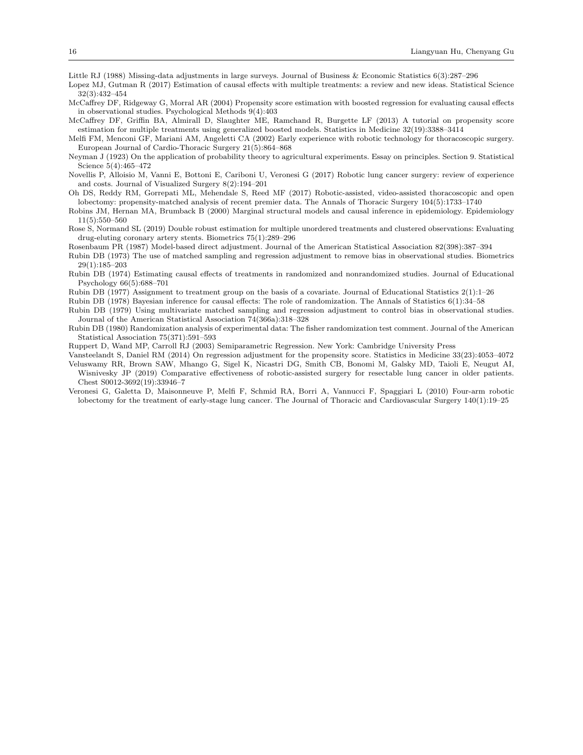Little RJ (1988) Missing-data adjustments in large surveys. Journal of Business & Economic Statistics 6(3):287–296

Lopez MJ, Gutman R (2017) Estimation of causal effects with multiple treatments: a review and new ideas. Statistical Science 32(3):432–454

McCaffrey DF, Ridgeway G, Morral AR (2004) Propensity score estimation with boosted regression for evaluating causal effects in observational studies. Psychological Methods 9(4):403

McCaffrey DF, Griffin BA, Almirall D, Slaughter ME, Ramchand R, Burgette LF (2013) A tutorial on propensity score estimation for multiple treatments using generalized boosted models. Statistics in Medicine 32(19):3388–3414

Melfi FM, Menconi GF, Mariani AM, Angeletti CA (2002) Early experience with robotic technology for thoracoscopic surgery. European Journal of Cardio-Thoracic Surgery 21(5):864–868

Neyman J (1923) On the application of probability theory to agricultural experiments. Essay on principles. Section 9. Statistical Science 5(4):465–472

Novellis P, Alloisio M, Vanni E, Bottoni E, Cariboni U, Veronesi G (2017) Robotic lung cancer surgery: review of experience and costs. Journal of Visualized Surgery 8(2):194–201

Oh DS, Reddy RM, Gorrepati ML, Mehendale S, Reed MF (2017) Robotic-assisted, video-assisted thoracoscopic and open lobectomy: propensity-matched analysis of recent premier data. The Annals of Thoracic Surgery 104(5):1733–1740

Robins JM, Hernan MA, Brumback B (2000) Marginal structural models and causal inference in epidemiology. Epidemiology 11(5):550–560

Rose S, Normand SL (2019) Double robust estimation for multiple unordered treatments and clustered observations: Evaluating drug-eluting coronary artery stents. Biometrics 75(1):289–296

Rosenbaum PR (1987) Model-based direct adjustment. Journal of the American Statistical Association 82(398):387–394

Rubin DB (1973) The use of matched sampling and regression adjustment to remove bias in observational studies. Biometrics 29(1):185–203

Rubin DB (1974) Estimating causal effects of treatments in randomized and nonrandomized studies. Journal of Educational Psychology 66(5):688–701

Rubin DB (1977) Assignment to treatment group on the basis of a covariate. Journal of Educational Statistics 2(1):1–26

Rubin DB (1978) Bayesian inference for causal effects: The role of randomization. The Annals of Statistics 6(1):34–58

Rubin DB (1979) Using multivariate matched sampling and regression adjustment to control bias in observational studies. Journal of the American Statistical Association 74(366a):318–328

Rubin DB (1980) Randomization analysis of experimental data: The fisher randomization test comment. Journal of the American Statistical Association 75(371):591–593

Ruppert D, Wand MP, Carroll RJ (2003) Semiparametric Regression. New York: Cambridge University Press

Vansteelandt S, Daniel RM (2014) On regression adjustment for the propensity score. Statistics in Medicine 33(23):4053–4072

Veluswamy RR, Brown SAW, Mhango G, Sigel K, Nicastri DG, Smith CB, Bonomi M, Galsky MD, Taioli E, Neugut AI, Wisnivesky JP (2019) Comparative effectiveness of robotic-assisted surgery for resectable lung cancer in older patients. Chest S0012-3692(19):33946–7

Veronesi G, Galetta D, Maisonneuve P, Melfi F, Schmid RA, Borri A, Vannucci F, Spaggiari L (2010) Four-arm robotic lobectomy for the treatment of early-stage lung cancer. The Journal of Thoracic and Cardiovascular Surgery 140(1):19–25